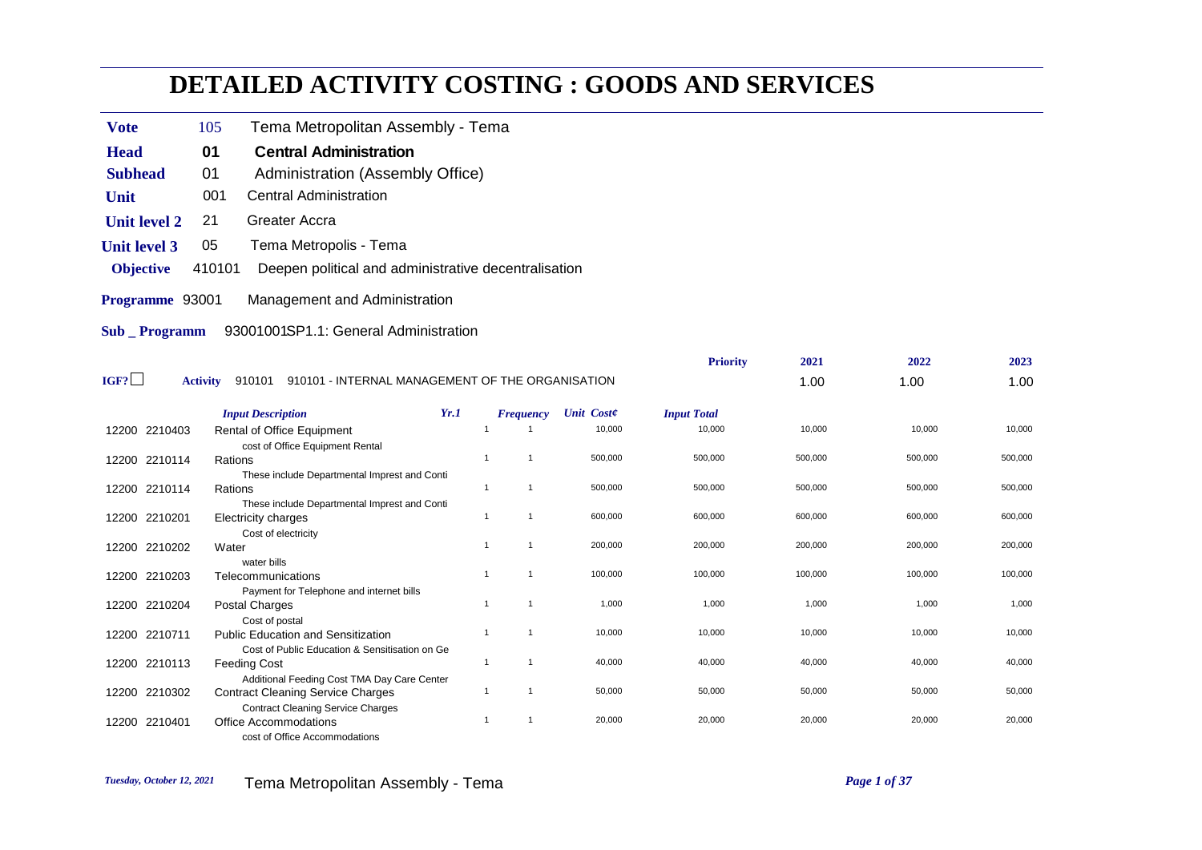# DETAILED ACTIVITY COSTING : GOODS AND SERVICES

| | | |
|---|---|---|
| **Vote** | 105 | Tema Metropolitan Assembly - Tema |
| **Head** | **01** | **Central Administration** |
| **Subhead** | 01 | Administration (Assembly Office) |
| **Unit** | 001 | Central Administration |
| **Unit level 2** | 21 | Greater Accra |
| **Unit level 3** | 05 | Tema Metropolis - Tema |
| **Objective** | 410101 | Deepen political and administrative decentralisation |

**Programme** 93001 Management and Administration

**Sub _ Programm** 93001001SP1.1: General Administration

IGF? ☐ **Activity** 910101 910101 - INTERNAL MANAGEMENT OF THE ORGANISATION

| | | | | | | | **Priority** | **2021** | **2022** | **2023** |
|---|---|---|---|---|---|---|---|---|---|---|
| | | | | | | | | 1.00 | 1.00 | 1.00 |
| | | *Input Description* | *Yr.1* | *Frequency* | *Unit Cost¢* | *Input Total* | | | | |
| 12200 | 2210403 | Rental of Office Equipment<br>cost of Office Equipment Rental | 1 | 1 | 10,000 | 10,000 | | 10,000 | 10,000 | 10,000 |
| 12200 | 2210114 | Rations<br>These include Departmental Imprest and Conti | 1 | 1 | 500,000 | 500,000 | | 500,000 | 500,000 | 500,000 |
| 12200 | 2210114 | Rations<br>These include Departmental Imprest and Conti | 1 | 1 | 500,000 | 500,000 | | 500,000 | 500,000 | 500,000 |
| 12200 | 2210201 | Electricity charges<br>Cost of electricity | 1 | 1 | 600,000 | 600,000 | | 600,000 | 600,000 | 600,000 |
| 12200 | 2210202 | Water<br>water bills | 1 | 1 | 200,000 | 200,000 | | 200,000 | 200,000 | 200,000 |
| 12200 | 2210203 | Telecommunications<br>Payment for Telephone and internet bills | 1 | 1 | 100,000 | 100,000 | | 100,000 | 100,000 | 100,000 |
| 12200 | 2210204 | Postal Charges<br>Cost of postal | 1 | 1 | 1,000 | 1,000 | | 1,000 | 1,000 | 1,000 |
| 12200 | 2210711 | Public Education and Sensitization<br>Cost of Public Education & Sensitisation on Ge | 1 | 1 | 10,000 | 10,000 | | 10,000 | 10,000 | 10,000 |
| 12200 | 2210113 | Feeding Cost<br>Additional Feeding Cost TMA Day Care Center | 1 | 1 | 40,000 | 40,000 | | 40,000 | 40,000 | 40,000 |
| 12200 | 2210302 | Contract Cleaning Service Charges<br>Contract Cleaning Service Charges | 1 | 1 | 50,000 | 50,000 | | 50,000 | 50,000 | 50,000 |
| 12200 | 2210401 | Office Accommodations<br>cost of Office Accommodations | 1 | 1 | 20,000 | 20,000 | | 20,000 | 20,000 | 20,000 |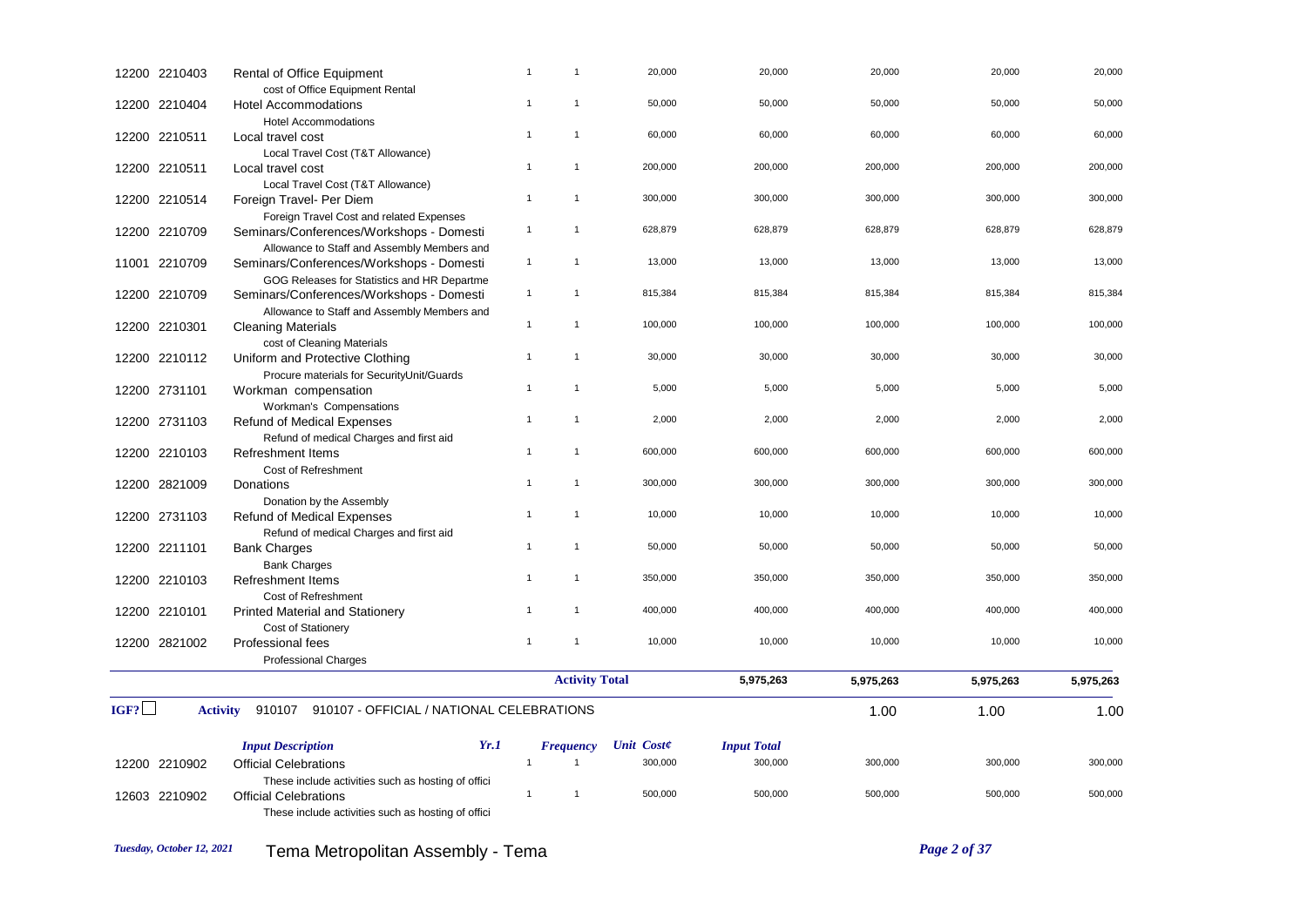| Fund | Account | Input Description | Yr.1 | Frequency | Unit Cost¢ | Input Total | | | |
|---|---|---|---|---|---|---|---|---|---|
| 12200 | 2210403 | Rental of Office Equipment<br>cost of Office Equipment Rental | 1 | 1 | 20,000 | 20,000 | 20,000 | 20,000 | 20,000 |
| 12200 | 2210404 | Hotel Accommodations<br>Hotel Accommodations | 1 | 1 | 50,000 | 50,000 | 50,000 | 50,000 | 50,000 |
| 12200 | 2210511 | Local travel cost<br>Local Travel Cost (T&T Allowance) | 1 | 1 | 60,000 | 60,000 | 60,000 | 60,000 | 60,000 |
| 12200 | 2210511 | Local travel cost<br>Local Travel Cost (T&T Allowance) | 1 | 1 | 200,000 | 200,000 | 200,000 | 200,000 | 200,000 |
| 12200 | 2210514 | Foreign Travel- Per Diem<br>Foreign Travel Cost and related Expenses | 1 | 1 | 300,000 | 300,000 | 300,000 | 300,000 | 300,000 |
| 12200 | 2210709 | Seminars/Conferences/Workshops - Domesti<br>Allowance to Staff and Assembly Members and | 1 | 1 | 628,879 | 628,879 | 628,879 | 628,879 | 628,879 |
| 11001 | 2210709 | Seminars/Conferences/Workshops - Domesti<br>GOG Releases for Statistics and HR Departme | 1 | 1 | 13,000 | 13,000 | 13,000 | 13,000 | 13,000 |
| 12200 | 2210709 | Seminars/Conferences/Workshops - Domesti<br>Allowance to Staff and Assembly Members and | 1 | 1 | 815,384 | 815,384 | 815,384 | 815,384 | 815,384 |
| 12200 | 2210301 | Cleaning Materials<br>cost of Cleaning Materials | 1 | 1 | 100,000 | 100,000 | 100,000 | 100,000 | 100,000 |
| 12200 | 2210112 | Uniform and Protective Clothing<br>Procure materials for SecurityUnit/Guards | 1 | 1 | 30,000 | 30,000 | 30,000 | 30,000 | 30,000 |
| 12200 | 2731101 | Workman compensation<br>Workman's Compensations | 1 | 1 | 5,000 | 5,000 | 5,000 | 5,000 | 5,000 |
| 12200 | 2731103 | Refund of Medical Expenses<br>Refund of medical Charges and first aid | 1 | 1 | 2,000 | 2,000 | 2,000 | 2,000 | 2,000 |
| 12200 | 2210103 | Refreshment Items<br>Cost of Refreshment | 1 | 1 | 600,000 | 600,000 | 600,000 | 600,000 | 600,000 |
| 12200 | 2821009 | Donations<br>Donation by the Assembly | 1 | 1 | 300,000 | 300,000 | 300,000 | 300,000 | 300,000 |
| 12200 | 2731103 | Refund of Medical Expenses<br>Refund of medical Charges and first aid | 1 | 1 | 10,000 | 10,000 | 10,000 | 10,000 | 10,000 |
| 12200 | 2211101 | Bank Charges<br>Bank Charges | 1 | 1 | 50,000 | 50,000 | 50,000 | 50,000 | 50,000 |
| 12200 | 2210103 | Refreshment Items<br>Cost of Refreshment | 1 | 1 | 350,000 | 350,000 | 350,000 | 350,000 | 350,000 |
| 12200 | 2210101 | Printed Material and Stationery<br>Cost of Stationery | 1 | 1 | 400,000 | 400,000 | 400,000 | 400,000 | 400,000 |
| 12200 | 2821002 | Professional fees<br>Professional Charges | 1 | 1 | 10,000 | 10,000 | 10,000 | 10,000 | 10,000 |
| | | | | **Activity Total** | | **5,975,263** | **5,975,263** | **5,975,263** | **5,975,263** |

IGF? ☐ **Activity** 910107 910107 - OFFICIAL / NATIONAL CELEBRATIONS — 1.00 1.00 1.00

| Fund | Account | *Input Description* | *Yr.1* | *Frequency* | *Unit Cost¢* | *Input Total* | | | |
|---|---|---|---|---|---|---|---|---|---|
| 12200 | 2210902 | Official Celebrations<br>These include activities such as hosting of offici | 1 | 1 | 300,000 | 300,000 | 300,000 | 300,000 | 300,000 |
| 12603 | 2210902 | Official Celebrations<br>These include activities such as hosting of offici | 1 | 1 | 500,000 | 500,000 | 500,000 | 500,000 | 500,000 |

*Tuesday, October 12, 2021* Tema Metropolitan Assembly - Tema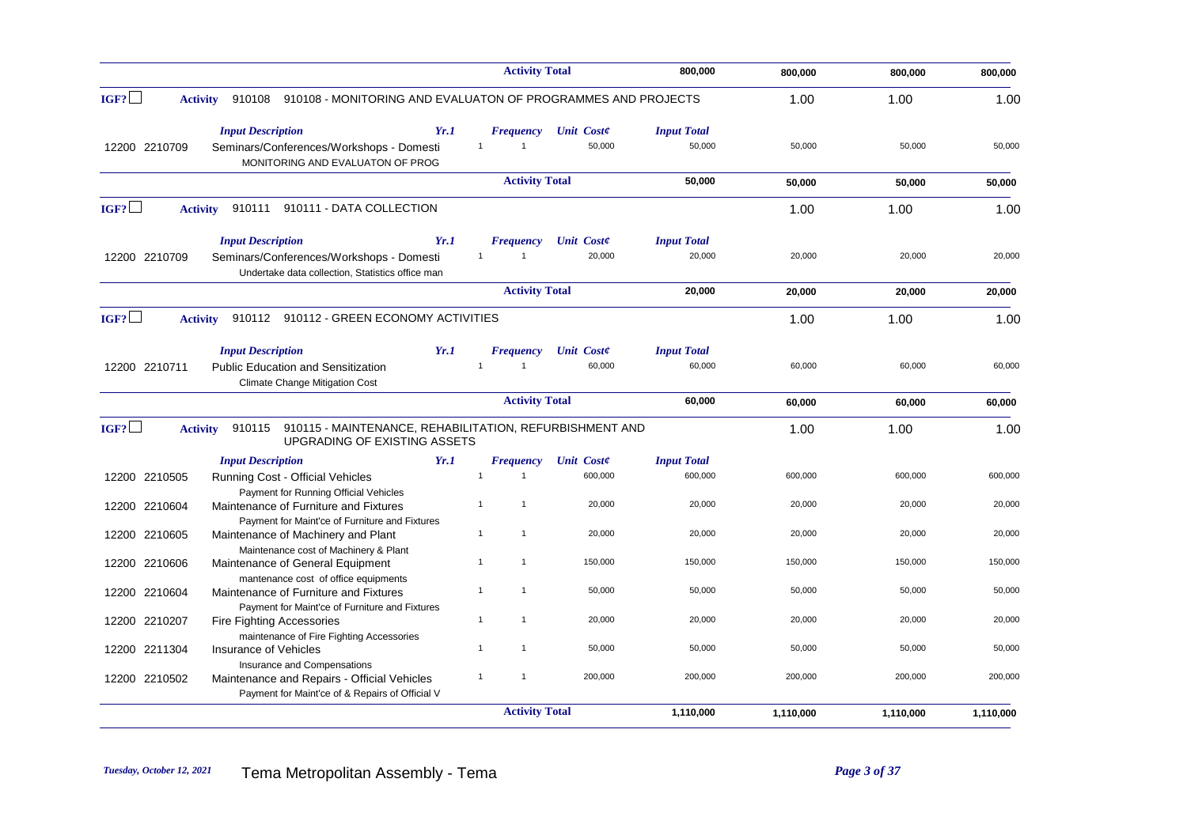| | | | | | Activity Total | | 800,000 | 800,000 | 800,000 | 800,000 |
|---|---|---|---|---|---|---|---|---|---|---|
| IGF? ☐ | **Activity** 910108 | 910108 - MONITORING AND EVALUATON OF PROGRAMMES AND PROJECTS | | | | | | 1.00 | 1.00 | 1.00 |
| | | *Input Description* | *Yr.1* | | *Frequency* | *Unit Cost¢* | *Input Total* | | | |
| 12200 | 2210709 | Seminars/Conferences/Workshops - Domesti<br>MONITORING AND EVALUATON OF PROG | | 1 | 1 | 50,000 | 50,000 | 50,000 | 50,000 | 50,000 |
| | | | | | **Activity Total** | | **50,000** | **50,000** | **50,000** | **50,000** |
| IGF? ☐ | **Activity** 910111 | 910111 - DATA COLLECTION | | | | | | 1.00 | 1.00 | 1.00 |
| | | *Input Description* | *Yr.1* | | *Frequency* | *Unit Cost¢* | *Input Total* | | | |
| 12200 | 2210709 | Seminars/Conferences/Workshops - Domesti<br>Undertake data collection, Statistics office man | | 1 | 1 | 20,000 | 20,000 | 20,000 | 20,000 | 20,000 |
| | | | | | **Activity Total** | | **20,000** | **20,000** | **20,000** | **20,000** |
| IGF? ☐ | **Activity** 910112 | 910112 - GREEN ECONOMY ACTIVITIES | | | | | | 1.00 | 1.00 | 1.00 |
| | | *Input Description* | *Yr.1* | | *Frequency* | *Unit Cost¢* | *Input Total* | | | |
| 12200 | 2210711 | Public Education and Sensitization<br>Climate Change Mitigation Cost | | 1 | 1 | 60,000 | 60,000 | 60,000 | 60,000 | 60,000 |
| | | | | | **Activity Total** | | **60,000** | **60,000** | **60,000** | **60,000** |
| IGF? ☐ | **Activity** 910115 | 910115 - MAINTENANCE, REHABILITATION, REFURBISHMENT AND UPGRADING OF EXISTING ASSETS | | | | | | 1.00 | 1.00 | 1.00 |
| | | *Input Description* | *Yr.1* | | *Frequency* | *Unit Cost¢* | *Input Total* | | | |
| 12200 | 2210505 | Running Cost - Official Vehicles<br>Payment for Running Official Vehicles | | 1 | 1 | 600,000 | 600,000 | 600,000 | 600,000 | 600,000 |
| 12200 | 2210604 | Maintenance of Furniture and Fixtures<br>Payment for Maint'ce of Furniture and Fixtures | | 1 | 1 | 20,000 | 20,000 | 20,000 | 20,000 | 20,000 |
| 12200 | 2210605 | Maintenance of Machinery and Plant<br>Maintenance cost of Machinery & Plant | | 1 | 1 | 20,000 | 20,000 | 20,000 | 20,000 | 20,000 |
| 12200 | 2210606 | Maintenance of General Equipment<br>mantenance cost of office equipments | | 1 | 1 | 150,000 | 150,000 | 150,000 | 150,000 | 150,000 |
| 12200 | 2210604 | Maintenance of Furniture and Fixtures<br>Payment for Maint'ce of Furniture and Fixtures | | 1 | 1 | 50,000 | 50,000 | 50,000 | 50,000 | 50,000 |
| 12200 | 2210207 | Fire Fighting Accessories<br>maintenance of Fire Fighting Accessories | | 1 | 1 | 20,000 | 20,000 | 20,000 | 20,000 | 20,000 |
| 12200 | 2211304 | Insurance of Vehicles<br>Insurance and Compensations | | 1 | 1 | 50,000 | 50,000 | 50,000 | 50,000 | 50,000 |
| 12200 | 2210502 | Maintenance and Repairs - Official Vehicles<br>Payment for Maint'ce of & Repairs of Official V | | 1 | 1 | 200,000 | 200,000 | 200,000 | 200,000 | 200,000 |
| | | | | | **Activity Total** | | **1,110,000** | **1,110,000** | **1,110,000** | **1,110,000** |

*Tuesday, October 12, 2021* Tema Metropolitan Assembly - Tema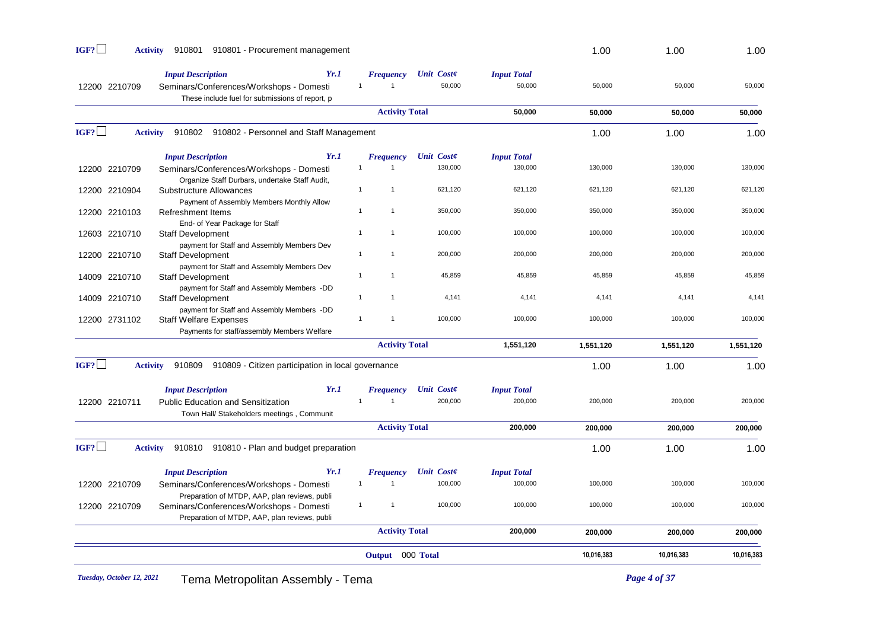**IGF?** ☐ **Activity** 910801 910801 - Procurement management | 1.00 | 1.00 | 1.00

| | *Input Description* | *Yr.1* | *Frequency* | *Unit Cost¢* | *Input Total* | | | |
|---|---|---|---|---|---|---|---|---|
| 12200 2210709 | Seminars/Conferences/Workshops - Domesti<br>These include fuel for submissions of report, p | 1 | 1 | 50,000 | 50,000 | 50,000 | 50,000 | 50,000 |
| | | | **Activity Total** | | **50,000** | **50,000** | **50,000** | **50,000** |

**IGF?** ☐ **Activity** 910802 910802 - Personnel and Staff Management | 1.00 | 1.00 | 1.00

| | *Input Description* | *Yr.1* | *Frequency* | *Unit Cost¢* | *Input Total* | | | |
|---|---|---|---|---|---|---|---|---|
| 12200 2210709 | Seminars/Conferences/Workshops - Domesti<br>Organize Staff Durbars, undertake Staff Audit, | 1 | 1 | 130,000 | 130,000 | 130,000 | 130,000 | 130,000 |
| 12200 2210904 | Substructure Allowances<br>Payment of Assembly Members Monthly Allow | 1 | 1 | 621,120 | 621,120 | 621,120 | 621,120 | 621,120 |
| 12200 2210103 | Refreshment Items<br>End- of Year Package for Staff | 1 | 1 | 350,000 | 350,000 | 350,000 | 350,000 | 350,000 |
| 12603 2210710 | Staff Development<br>payment for Staff and Assembly Members Dev | 1 | 1 | 100,000 | 100,000 | 100,000 | 100,000 | 100,000 |
| 12200 2210710 | Staff Development<br>payment for Staff and Assembly Members Dev | 1 | 1 | 200,000 | 200,000 | 200,000 | 200,000 | 200,000 |
| 14009 2210710 | Staff Development<br>payment for Staff and Assembly Members -DD | 1 | 1 | 45,859 | 45,859 | 45,859 | 45,859 | 45,859 |
| 14009 2210710 | Staff Development<br>payment for Staff and Assembly Members -DD | 1 | 1 | 4,141 | 4,141 | 4,141 | 4,141 | 4,141 |
| 12200 2731102 | Staff Welfare Expenses<br>Payments for staff/assembly Members Welfare | 1 | 1 | 100,000 | 100,000 | 100,000 | 100,000 | 100,000 |
| | | | **Activity Total** | | **1,551,120** | **1,551,120** | **1,551,120** | **1,551,120** |

**IGF?** ☐ **Activity** 910809 910809 - Citizen participation in local governance | 1.00 | 1.00 | 1.00

| | *Input Description* | *Yr.1* | *Frequency* | *Unit Cost¢* | *Input Total* | | | |
|---|---|---|---|---|---|---|---|---|
| 12200 2210711 | Public Education and Sensitization<br>Town Hall/ Stakeholders meetings , Communit | 1 | 1 | 200,000 | 200,000 | 200,000 | 200,000 | 200,000 |
| | | | **Activity Total** | | **200,000** | **200,000** | **200,000** | **200,000** |

**IGF?** ☐ **Activity** 910810 910810 - Plan and budget preparation | 1.00 | 1.00 | 1.00

| | *Input Description* | *Yr.1* | *Frequency* | *Unit Cost¢* | *Input Total* | | | |
|---|---|---|---|---|---|---|---|---|
| 12200 2210709 | Seminars/Conferences/Workshops - Domesti<br>Preparation of MTDP, AAP, plan reviews, publi | 1 | 1 | 100,000 | 100,000 | 100,000 | 100,000 | 100,000 |
| 12200 2210709 | Seminars/Conferences/Workshops - Domesti<br>Preparation of MTDP, AAP, plan reviews, publi | 1 | 1 | 100,000 | 100,000 | 100,000 | 100,000 | 100,000 |
| | | | **Activity Total** | | **200,000** | **200,000** | **200,000** | **200,000** |
| | | | **Output 000 Total** | | | **10,016,383** | **10,016,383** | **10,016,383** |

*Tuesday, October 12, 2021* Tema Metropolitan Assembly - Tema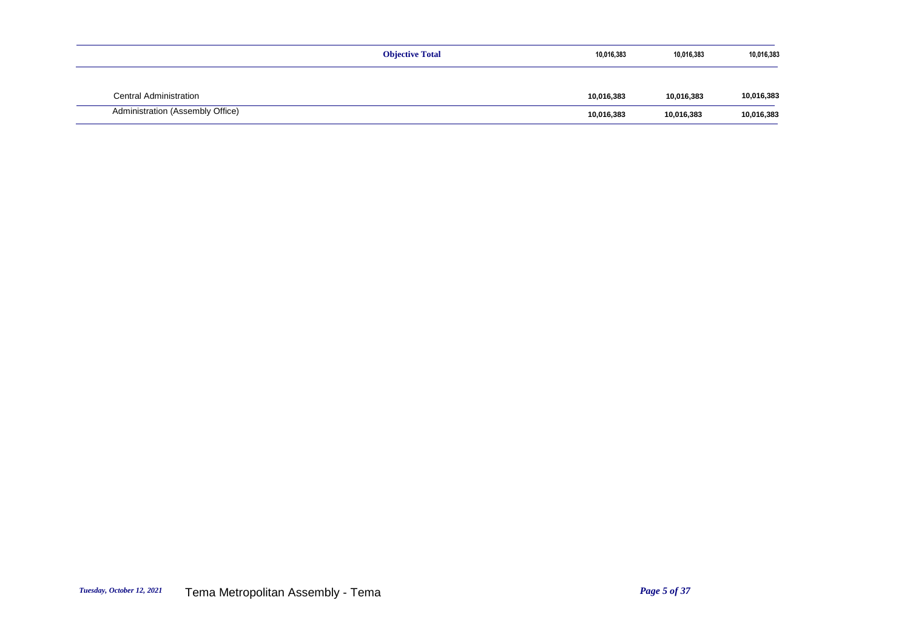| | | | |
|---|---|---|---|
| **Objective Total** | **10,016,383** | **10,016,383** | **10,016,383** |
| Central Administration | **10,016,383** | **10,016,383** | **10,016,383** |
| Administration (Assembly Office) | **10,016,383** | **10,016,383** | **10,016,383** |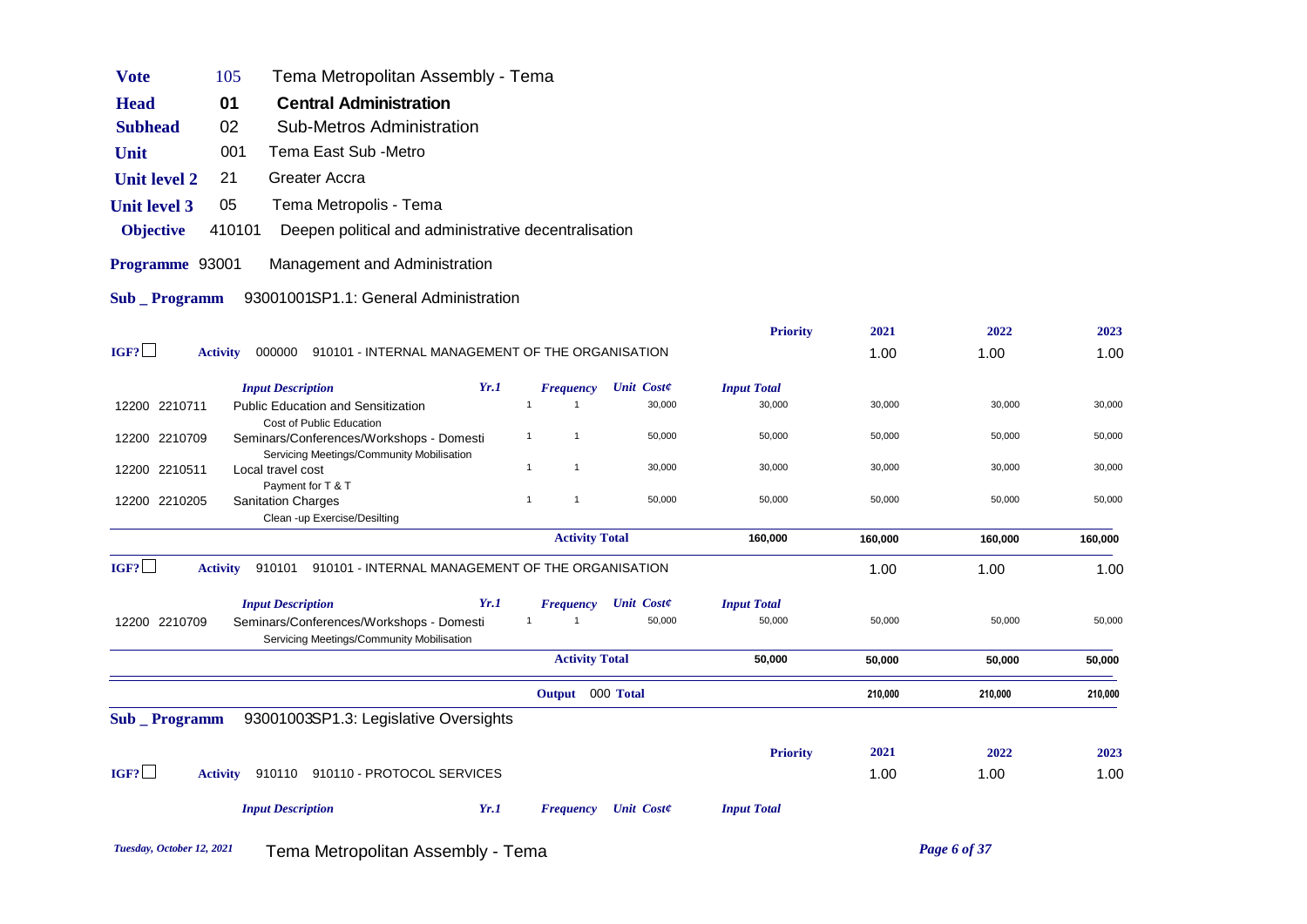| | | |
|---|---|---|
| **Vote** | 105 | Tema Metropolitan Assembly - Tema |
| **Head** | **01** | **Central Administration** |
| **Subhead** | 02 | Sub-Metros Administration |
| **Unit** | 001 | Tema East Sub -Metro |
| **Unit level 2** | 21 | Greater Accra |
| **Unit level 3** | 05 | Tema Metropolis - Tema |
| **Objective** | 410101 | Deepen political and administrative decentralisation |
| **Programme** | 93001 | Management and Administration |
| **Sub _ Programm** | | 93001001SP1.1: General Administration |

| | | | | | | **Priority** | **2021** | **2022** | **2023** |
|---|---|---|---|---|---|---|---|---|---|
| IGF? ☐ | **Activity** 000000 | 910101 - INTERNAL MANAGEMENT OF THE ORGANISATION | | | | | 1.00 | 1.00 | 1.00 |
| | *Input Description* | | *Yr.1* | *Frequency* | *Unit Cost¢* | *Input Total* | | | |
| 12200 2210711 | Public Education and Sensitization<br>Cost of Public Education | | 1 | 1 | 30,000 | 30,000 | 30,000 | 30,000 | 30,000 |
| 12200 2210709 | Seminars/Conferences/Workshops - Domesti<br>Servicing Meetings/Community Mobilisation | | 1 | 1 | 50,000 | 50,000 | 50,000 | 50,000 | 50,000 |
| 12200 2210511 | Local travel cost<br>Payment for T & T | | 1 | 1 | 30,000 | 30,000 | 30,000 | 30,000 | 30,000 |
| 12200 2210205 | Sanitation Charges<br>Clean -up Exercise/Desilting | | 1 | 1 | 50,000 | 50,000 | 50,000 | 50,000 | 50,000 |
| | | | | **Activity Total** | | **160,000** | **160,000** | **160,000** | **160,000** |
| IGF? ☐ | **Activity** 910101 | 910101 - INTERNAL MANAGEMENT OF THE ORGANISATION | | | | | 1.00 | 1.00 | 1.00 |
| | *Input Description* | | *Yr.1* | *Frequency* | *Unit Cost¢* | *Input Total* | | | |
| 12200 2210709 | Seminars/Conferences/Workshops - Domesti<br>Servicing Meetings/Community Mobilisation | | 1 | 1 | 50,000 | 50,000 | 50,000 | 50,000 | 50,000 |
| | | | | **Activity Total** | | **50,000** | **50,000** | **50,000** | **50,000** |
| | | | | **Output** 000 **Total** | | | **210,000** | **210,000** | **210,000** |

**Sub _ Programm** 93001003SP1.3: Legislative Oversights

| | | | | | | **Priority** | **2021** | **2022** | **2023** |
|---|---|---|---|---|---|---|---|---|---|
| IGF? ☐ | **Activity** 910110 | 910110 - PROTOCOL SERVICES | | | | | 1.00 | 1.00 | 1.00 |
| | *Input Description* | | *Yr.1* | *Frequency* | *Unit Cost¢* | *Input Total* | | | |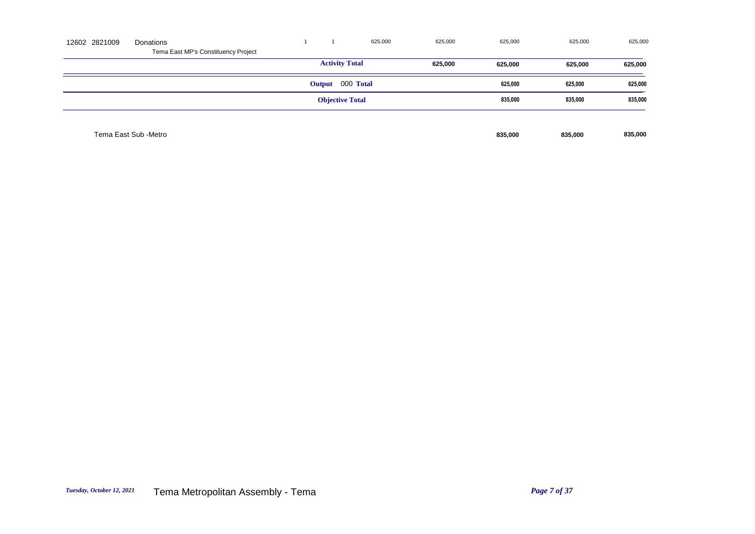| | | | | | | | | |
|---|---|---|---|---|---|---|---|---|
| 12602 2821009 | Donations<br>Tema East MP's Constituency Project | 1 | 1 | 625,000 | 625,000 | 625,000 | 625,000 | 625,000 |
| | | **Activity Total** | | | **625,000** | **625,000** | **625,000** | **625,000** |
| | | **Output 000 Total** | | | | **625,000** | **625,000** | **625,000** |
| | | **Objective Total** | | | | **835,000** | **835,000** | **835,000** |

Tema East Sub -Metro **835,000** **835,000** **835,000**

*Tuesday, October 12, 2021* Tema Metropolitan Assembly - Tema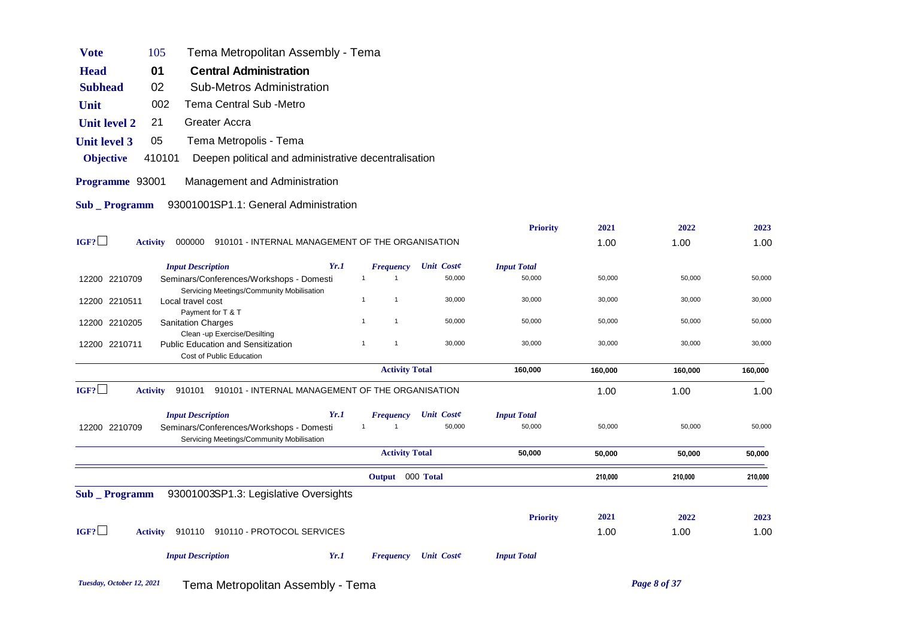**Vote** 105 Tema Metropolitan Assembly - Tema

**Head** 01 **Central Administration**

**Subhead** 02 Sub-Metros Administration

**Unit** 002 Tema Central Sub -Metro

**Unit level 2** 21 Greater Accra

**Unit level 3** 05 Tema Metropolis - Tema

**Objective** 410101 Deepen political and administrative decentralisation

**Programme** 93001 Management and Administration

**Sub _ Programm** 93001001SP1.1: General Administration

| | | | | | | **Priority** | **2021** | **2022** | **2023** |
|---|---|---|---|---|---|---|---|---|---|
| **IGF?** ☐ | **Activity** 000000 910101 - INTERNAL MANAGEMENT OF THE ORGANISATION | | | | | | 1.00 | 1.00 | 1.00 |
| | *Input Description* | *Yr.1* | *Frequency* | *Unit Cost¢* | *Input Total* | | | | |
| 12200 2210709 | Seminars/Conferences/Workshops - Domesti<br>Servicing Meetings/Community Mobilisation | 1 | 1 | 50,000 | 50,000 | | 50,000 | 50,000 | 50,000 |
| 12200 2210511 | Local travel cost<br>Payment for T & T | 1 | 1 | 30,000 | 30,000 | | 30,000 | 30,000 | 30,000 |
| 12200 2210205 | Sanitation Charges<br>Clean -up Exercise/Desilting | 1 | 1 | 50,000 | 50,000 | | 50,000 | 50,000 | 50,000 |
| 12200 2210711 | Public Education and Sensitization<br>Cost of Public Education | 1 | 1 | 30,000 | 30,000 | | 30,000 | 30,000 | 30,000 |
| | | | **Activity Total** | | **160,000** | | **160,000** | **160,000** | **160,000** |
| **IGF?** ☐ | **Activity** 910101 910101 - INTERNAL MANAGEMENT OF THE ORGANISATION | | | | | | 1.00 | 1.00 | 1.00 |
| | *Input Description* | *Yr.1* | *Frequency* | *Unit Cost¢* | *Input Total* | | | | |
| 12200 2210709 | Seminars/Conferences/Workshops - Domesti<br>Servicing Meetings/Community Mobilisation | 1 | 1 | 50,000 | 50,000 | | 50,000 | 50,000 | 50,000 |
| | | | **Activity Total** | | **50,000** | | **50,000** | **50,000** | **50,000** |
| | | | **Output** 000 **Total** | | | | **210,000** | **210,000** | **210,000** |

**Sub _ Programm** 93001003SP1.3: Legislative Oversights

| | | | | | | **Priority** | **2021** | **2022** | **2023** |
|---|---|---|---|---|---|---|---|---|---|
| **IGF?** ☐ | **Activity** 910110 910110 - PROTOCOL SERVICES | | | | | | 1.00 | 1.00 | 1.00 |
| | *Input Description* | *Yr.1* | *Frequency* | *Unit Cost¢* | *Input Total* | | | | |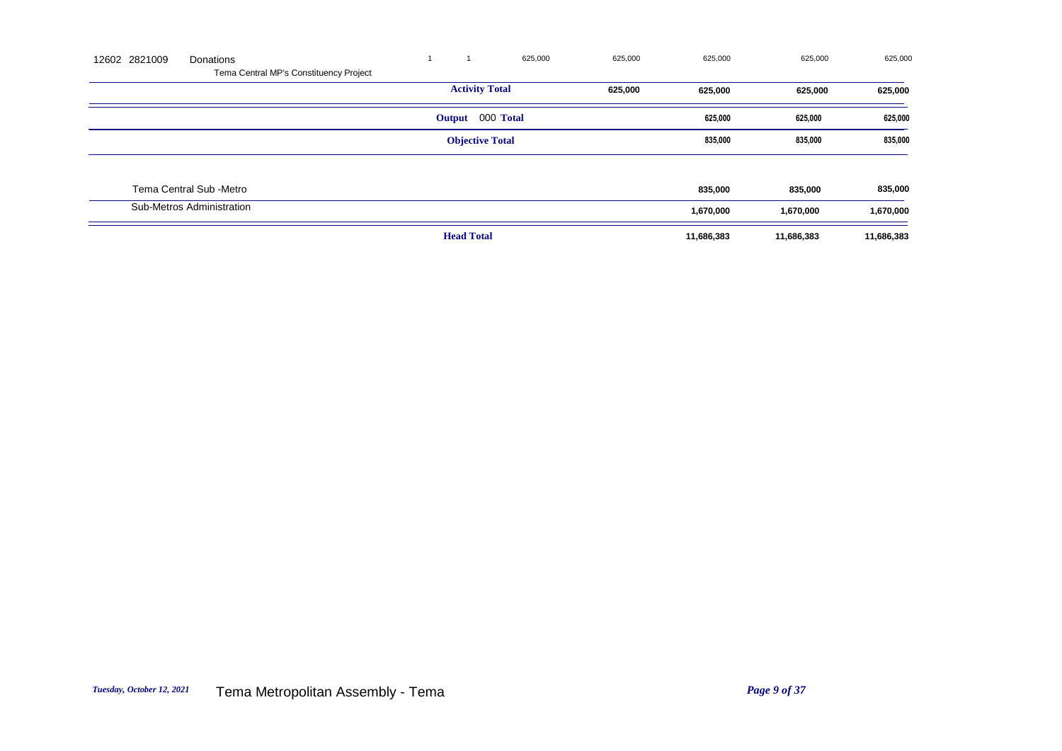| | | | | | | | | |
|---|---|---|---|---|---|---|---|---|
| 12602 2821009 | Donations<br>Tema Central MP's Constituency Project | 1 | 1 | 625,000 | 625,000 | 625,000 | 625,000 | 625,000 |
| | | **Activity Total** | | | **625,000** | **625,000** | **625,000** | **625,000** |
| | | **Output 000 Total** | | | | **625,000** | **625,000** | **625,000** |
| | | **Objective Total** | | | | **835,000** | **835,000** | **835,000** |
| Tema Central Sub -Metro | | | | | | **835,000** | **835,000** | **835,000** |
| Sub-Metros Administration | | | | | | **1,670,000** | **1,670,000** | **1,670,000** |
| | | **Head Total** | | | | **11,686,383** | **11,686,383** | **11,686,383** |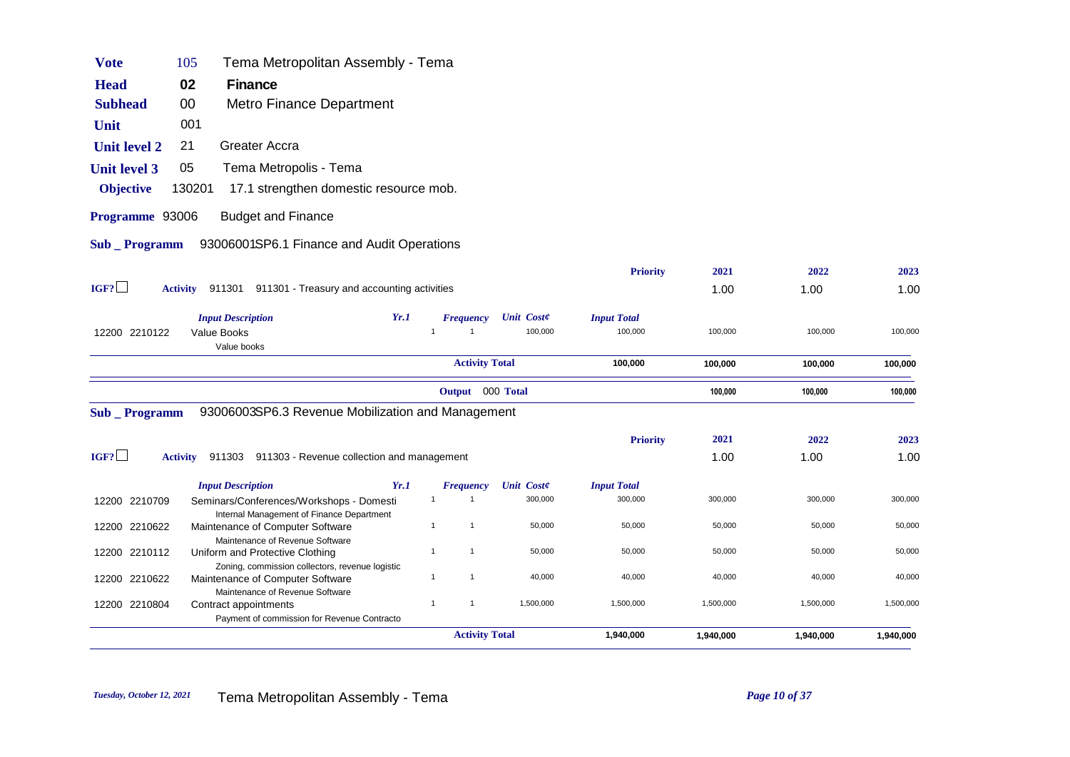**Vote** 105 Tema Metropolitan Assembly - Tema

**Head** 02 **Finance**

**Subhead** 00 Metro Finance Department

**Unit** 001

**Unit level 2** 21 Greater Accra

**Unit level 3** 05 Tema Metropolis - Tema

**Objective** 130201 17.1 strengthen domestic resource mob.

**Programme** 93006 Budget and Finance

**Sub _ Programm** 93006001SP6.1 Finance and Audit Operations

| | | | | | **Priority** | **2021** | **2022** | **2023** |
|---|---|---|---|---|---|---|---|---|
| **IGF?** ☐ | **Activity** 911301 911301 - Treasury and accounting activities | | | | | 1.00 | 1.00 | 1.00 |
| | ***Input Description*** | ***Yr.1*** | ***Frequency*** | ***Unit Cost¢*** | ***Input Total*** | | | |
| 12200 2210122 | Value Books<br>Value books | 1 | 1 | 100,000 | 100,000 | 100,000 | 100,000 | 100,000 |
| | | | **Activity Total** | | **100,000** | **100,000** | **100,000** | **100,000** |
| | | | **Output** 000 **Total** | | | **100,000** | **100,000** | **100,000** |

**Sub _ Programm** 93006003SP6.3 Revenue Mobilization and Management

| | | | | | **Priority** | **2021** | **2022** | **2023** |
|---|---|---|---|---|---|---|---|---|
| **IGF?** ☐ | **Activity** 911303 911303 - Revenue collection and management | | | | | 1.00 | 1.00 | 1.00 |
| | ***Input Description*** | ***Yr.1*** | ***Frequency*** | ***Unit Cost¢*** | ***Input Total*** | | | |
| 12200 2210709 | Seminars/Conferences/Workshops - Domesti<br>Internal Management of Finance Department | 1 | 1 | 300,000 | 300,000 | 300,000 | 300,000 | 300,000 |
| 12200 2210622 | Maintenance of Computer Software<br>Maintenance of Revenue Software | 1 | 1 | 50,000 | 50,000 | 50,000 | 50,000 | 50,000 |
| 12200 2210112 | Uniform and Protective Clothing<br>Zoning, commission collectors, revenue logistic | 1 | 1 | 50,000 | 50,000 | 50,000 | 50,000 | 50,000 |
| 12200 2210622 | Maintenance of Computer Software<br>Maintenance of Revenue Software | 1 | 1 | 40,000 | 40,000 | 40,000 | 40,000 | 40,000 |
| 12200 2210804 | Contract appointments<br>Payment of commission for Revenue Contracto | 1 | 1 | 1,500,000 | 1,500,000 | 1,500,000 | 1,500,000 | 1,500,000 |
| | | | **Activity Total** | | **1,940,000** | **1,940,000** | **1,940,000** | **1,940,000** |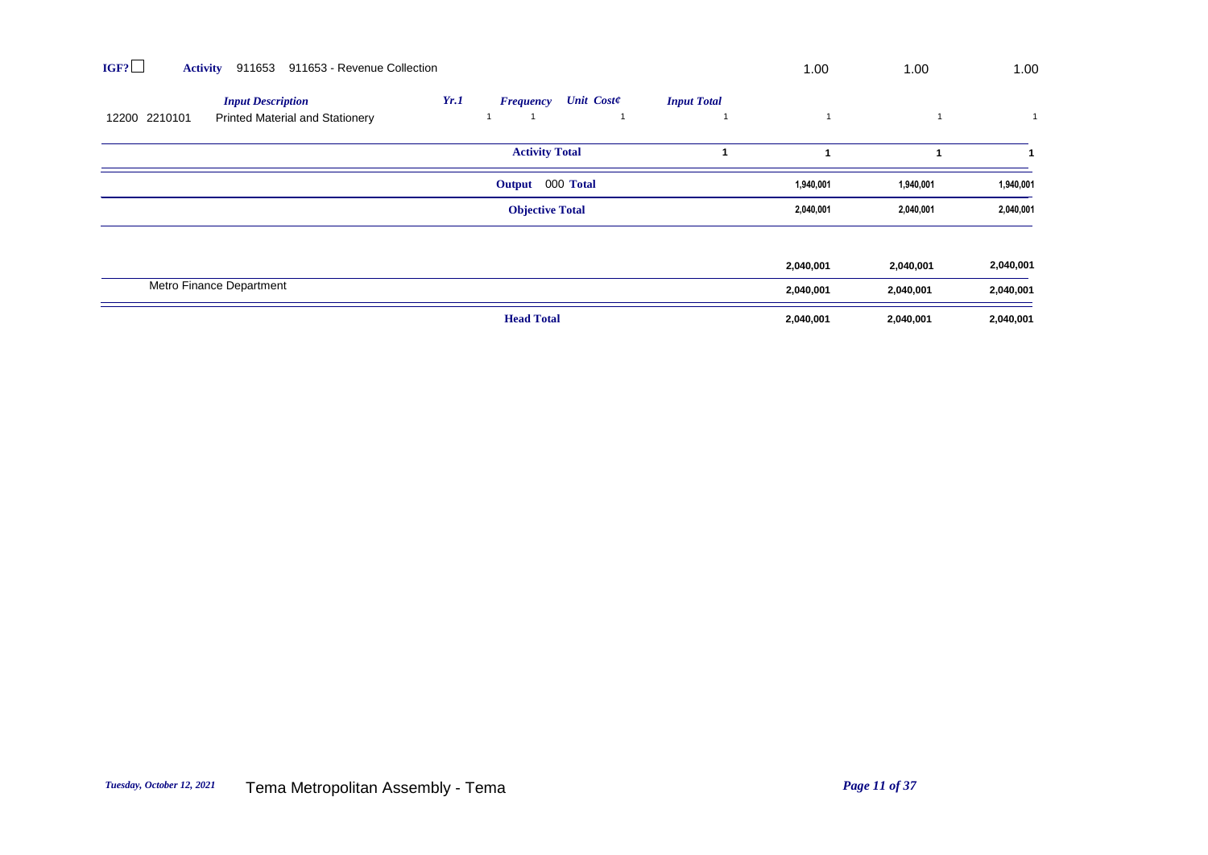| IGF? ☐ | Activity 911653 911653 - Revenue Collection | | | | | 1.00 | 1.00 | 1.00 |
|---|---|---|---|---|---|---|---|---|
| | *Input Description* | *Yr.1* | *Frequency* | *Unit Cost¢* | *Input Total* | | | |
| 12200 2210101 | Printed Material and Stationery | 1 | 1 | 1 | 1 | 1 | 1 | 1 |
| | | | **Activity Total** | | **1** | **1** | **1** | **1** |
| | | | **Output 000 Total** | | | **1,940,001** | **1,940,001** | **1,940,001** |
| | | | **Objective Total** | | | **2,040,001** | **2,040,001** | **2,040,001** |
| | | | | | | **2,040,001** | **2,040,001** | **2,040,001** |
| | Metro Finance Department | | | | | **2,040,001** | **2,040,001** | **2,040,001** |
| | | | **Head Total** | | | **2,040,001** | **2,040,001** | **2,040,001** |

*Tuesday, October 12, 2021* Tema Metropolitan Assembly - Tema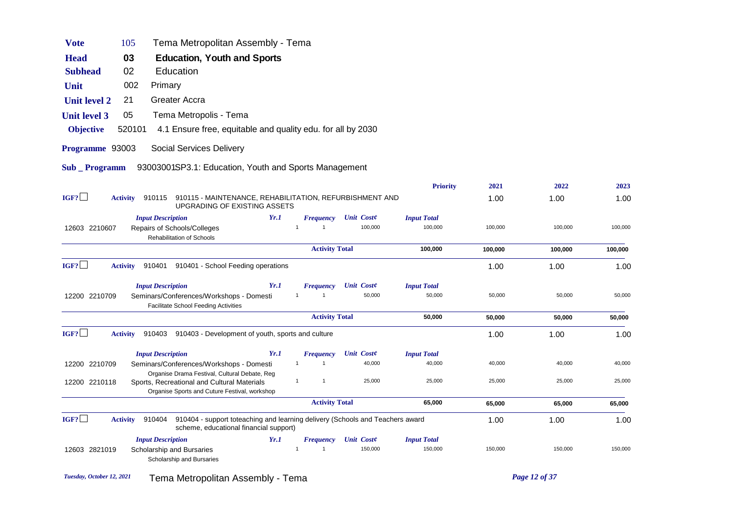**Vote** 105 Tema Metropolitan Assembly - Tema

**Head** 03 **Education, Youth and Sports**

**Subhead** 02 Education

**Unit** 002 Primary

**Unit level 2** 21 Greater Accra

**Unit level 3** 05 Tema Metropolis - Tema

**Objective** 520101 4.1 Ensure free, equitable and quality edu. for all by 2030

**Programme** 93003 Social Services Delivery

**Sub _ Programm** 93003001SP3.1: Education, Youth and Sports Management

| | | | | | | Priority | 2021 | 2022 | 2023 |
|---|---|---|---|---|---|---|---|---|---|
| IGF? ☐ | **Activity** 910115 | 910115 - MAINTENANCE, REHABILITATION, REFURBISHMENT AND UPGRADING OF EXISTING ASSETS | | | | | 1.00 | 1.00 | 1.00 |
| | *Input Description* | | *Yr.1* | *Frequency* | *Unit Cost¢* | *Input Total* | | | |
| 12603 2210607 | Repairs of Schools/Colleges<br>Rehabilitation of Schools | | 1 | 1 | 100,000 | 100,000 | 100,000 | 100,000 | 100,000 |
| | | | | **Activity Total** | | **100,000** | **100,000** | **100,000** | **100,000** |
| IGF? ☐ | **Activity** 910401 | 910401 - School Feeding operations | | | | | 1.00 | 1.00 | 1.00 |
| | *Input Description* | | *Yr.1* | *Frequency* | *Unit Cost¢* | *Input Total* | | | |
| 12200 2210709 | Seminars/Conferences/Workshops - Domesti<br>Facilitate School Feeding Activities | | 1 | 1 | 50,000 | 50,000 | 50,000 | 50,000 | 50,000 |
| | | | | **Activity Total** | | **50,000** | **50,000** | **50,000** | **50,000** |
| IGF? ☐ | **Activity** 910403 | 910403 - Development of youth, sports and culture | | | | | 1.00 | 1.00 | 1.00 |
| | *Input Description* | | *Yr.1* | *Frequency* | *Unit Cost¢* | *Input Total* | | | |
| 12200 2210709 | Seminars/Conferences/Workshops - Domesti<br>Organise Drama Festival, Cultural Debate, Reg | | 1 | 1 | 40,000 | 40,000 | 40,000 | 40,000 | 40,000 |
| 12200 2210118 | Sports, Recreational and Cultural Materials<br>Organise Sports and Cuture Festival, workshop | | 1 | 1 | 25,000 | 25,000 | 25,000 | 25,000 | 25,000 |
| | | | | **Activity Total** | | **65,000** | **65,000** | **65,000** | **65,000** |
| IGF? ☐ | **Activity** 910404 | 910404 - support toteaching and learning delivery (Schools and Teachers award scheme, educational financial support) | | | | | 1.00 | 1.00 | 1.00 |
| | *Input Description* | | *Yr.1* | *Frequency* | *Unit Cost¢* | *Input Total* | | | |
| 12603 2821019 | Scholarship and Bursaries<br>Scholarship and Bursaries | | 1 | 1 | 150,000 | 150,000 | 150,000 | 150,000 | 150,000 |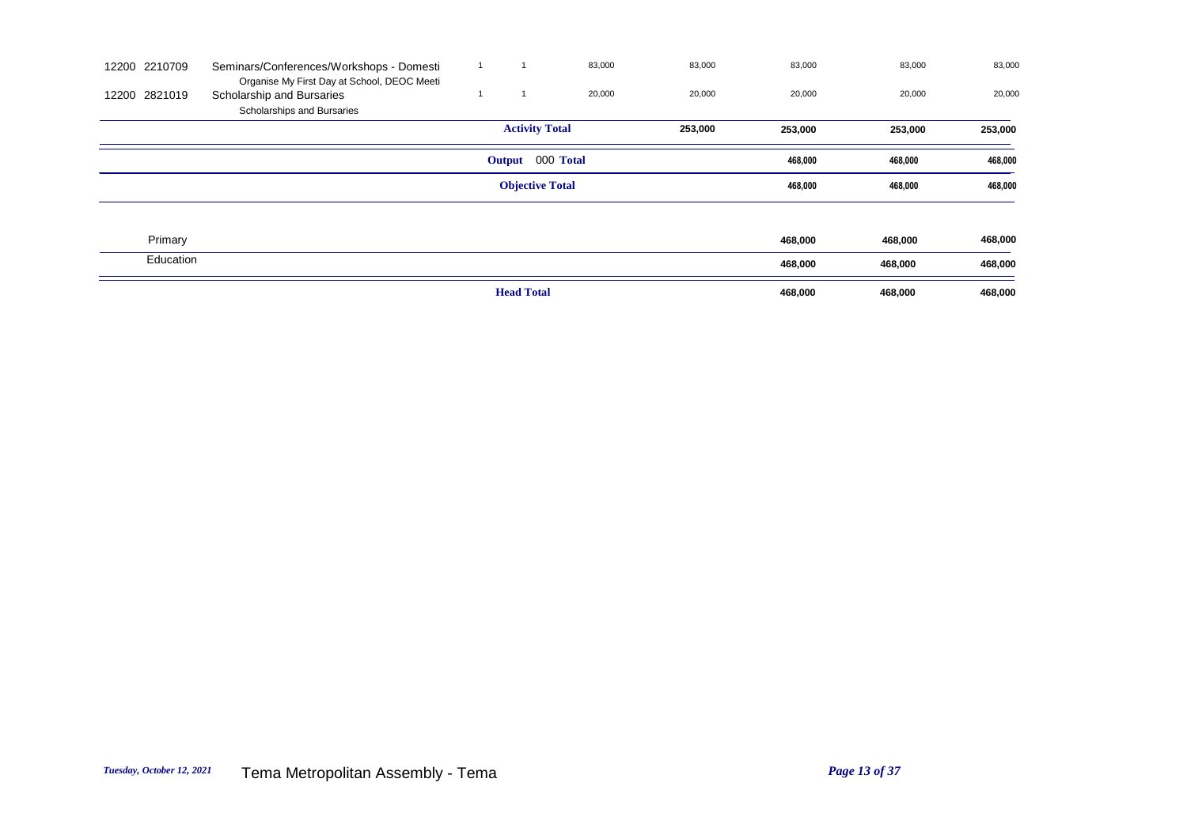| | | | | | | | | | | |
|---|---|---|---|---|---|---|---|---|---|---|
| 12200 | 2210709 | Seminars/Conferences/Workshops - Domesti<br>Organise My First Day at School, DEOC Meeti | 1 | 1 | 83,000 | 83,000 | 83,000 | 83,000 | 83,000 |
| 12200 | 2821019 | Scholarship and Bursaries<br>Scholarships and Bursaries | 1 | 1 | 20,000 | 20,000 | 20,000 | 20,000 | 20,000 |
| | | | **Activity Total** | | | **253,000** | **253,000** | **253,000** | **253,000** |
| | | | **Output 000 Total** | | | | **468,000** | **468,000** | **468,000** |
| | | | **Objective Total** | | | | **468,000** | **468,000** | **468,000** |
| Primary | | | | | | | **468,000** | **468,000** | **468,000** |
| Education | | | | | | | **468,000** | **468,000** | **468,000** |
| | | | **Head Total** | | | | **468,000** | **468,000** | **468,000** |

*Tuesday, October 12, 2021* Tema Metropolitan Assembly - Tema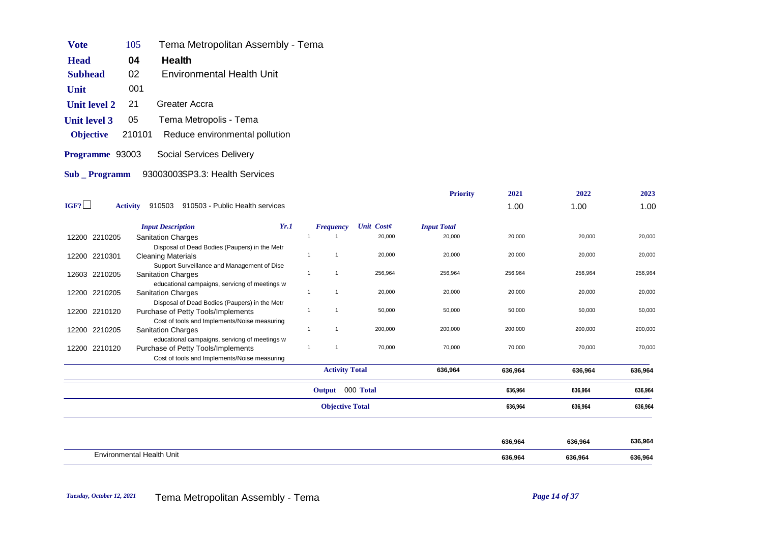| | | |
|---|---|---|
| **Vote** | 105 | Tema Metropolitan Assembly - Tema |
| **Head** | **04** | **Health** |
| **Subhead** | 02 | Environmental Health Unit |
| **Unit** | 001 | |
| **Unit level 2** | 21 | Greater Accra |
| **Unit level 3** | 05 | Tema Metropolis - Tema |
| **Objective** | 210101 | Reduce environmental pollution |
| **Programme** | 93003 | Social Services Delivery |
| **Sub _ Programm** | | 93003003SP3.3: Health Services |

**IGF?** ☐ **Activity** 910503 910503 - Public Health services

| | | Input Description | Yr.1 | Frequency | Unit Cost¢ | Input Total | 2021 | 2022 | 2023 |
|---|---|---|---|---|---|---|---|---|---|
| | | | | | | **Priority** | 1.00 | 1.00 | 1.00 |
| 12200 | 2210205 | Sanitation Charges<br>Disposal of Dead Bodies (Paupers) in the Metr | 1 | 1 | 20,000 | 20,000 | 20,000 | 20,000 | 20,000 |
| 12200 | 2210301 | Cleaning Materials<br>Support Surveillance and Management of Dise | 1 | 1 | 20,000 | 20,000 | 20,000 | 20,000 | 20,000 |
| 12603 | 2210205 | Sanitation Charges<br>educational campaigns, servicng of meetings w | 1 | 1 | 256,964 | 256,964 | 256,964 | 256,964 | 256,964 |
| 12200 | 2210205 | Sanitation Charges<br>Disposal of Dead Bodies (Paupers) in the Metr | 1 | 1 | 20,000 | 20,000 | 20,000 | 20,000 | 20,000 |
| 12200 | 2210120 | Purchase of Petty Tools/Implements<br>Cost of tools and Implements/Noise measuring | 1 | 1 | 50,000 | 50,000 | 50,000 | 50,000 | 50,000 |
| 12200 | 2210205 | Sanitation Charges<br>educational campaigns, servicng of meetings w | 1 | 1 | 200,000 | 200,000 | 200,000 | 200,000 | 200,000 |
| 12200 | 2210120 | Purchase of Petty Tools/Implements<br>Cost of tools and Implements/Noise measuring | 1 | 1 | 70,000 | 70,000 | 70,000 | 70,000 | 70,000 |
| | | | | **Activity Total** | | **636,964** | **636,964** | **636,964** | **636,964** |
| | | | | **Output** 000 **Total** | | | **636,964** | **636,964** | **636,964** |
| | | | | **Objective Total** | | | **636,964** | **636,964** | **636,964** |
| | | | | | | | **636,964** | **636,964** | **636,964** |
| | | Environmental Health Unit | | | | | **636,964** | **636,964** | **636,964** |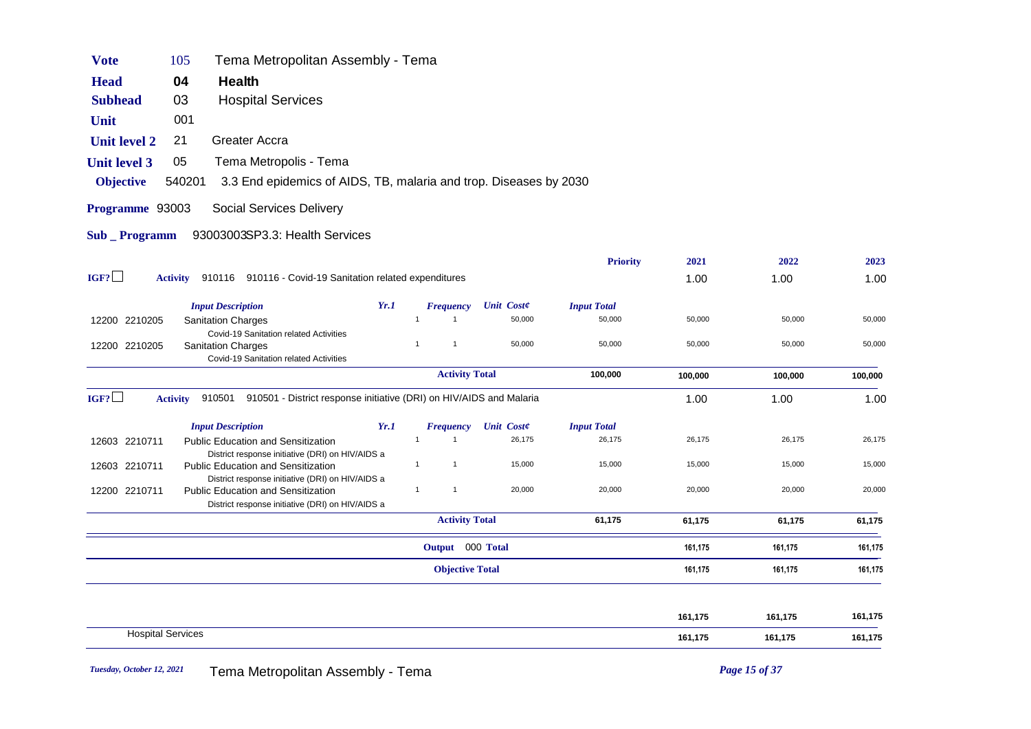**Vote** 105 Tema Metropolitan Assembly - Tema

**Head** 04 **Health**

**Subhead** 03 Hospital Services

**Unit** 001

**Unit level 2** 21 Greater Accra

**Unit level 3** 05 Tema Metropolis - Tema

**Objective** 540201 3.3 End epidemics of AIDS, TB, malaria and trop. Diseases by 2030

**Programme** 93003 Social Services Delivery

**Sub _ Programm** 93003003SP3.3: Health Services

| | | | | | | Priority | 2021 | 2022 | 2023 |
|---|---|---|---|---|---|---|---|---|---|
| IGF? ☐ | **Activity** 910116 910116 - Covid-19 Sanitation related expenditures | | | | | | 1.00 | 1.00 | 1.00 |
| | *Input Description* | *Yr.1* | *Frequency* | *Unit Cost¢* | *Input Total* | | | | |
| 12200 2210205 | Sanitation Charges<br>Covid-19 Sanitation related Activities | 1 | 1 | 50,000 | 50,000 | | 50,000 | 50,000 | 50,000 |
| 12200 2210205 | Sanitation Charges<br>Covid-19 Sanitation related Activities | 1 | 1 | 50,000 | 50,000 | | 50,000 | 50,000 | 50,000 |
| | | | **Activity Total** | | **100,000** | | **100,000** | **100,000** | **100,000** |
| IGF? ☐ | **Activity** 910501 910501 - District response initiative (DRI) on HIV/AIDS and Malaria | | | | | | 1.00 | 1.00 | 1.00 |
| | *Input Description* | *Yr.1* | *Frequency* | *Unit Cost¢* | *Input Total* | | | | |
| 12603 2210711 | Public Education and Sensitization<br>District response initiative (DRI) on HIV/AIDS a | 1 | 1 | 26,175 | 26,175 | | 26,175 | 26,175 | 26,175 |
| 12603 2210711 | Public Education and Sensitization<br>District response initiative (DRI) on HIV/AIDS a | 1 | 1 | 15,000 | 15,000 | | 15,000 | 15,000 | 15,000 |
| 12200 2210711 | Public Education and Sensitization<br>District response initiative (DRI) on HIV/AIDS a | 1 | 1 | 20,000 | 20,000 | | 20,000 | 20,000 | 20,000 |
| | | | **Activity Total** | | **61,175** | | **61,175** | **61,175** | **61,175** |
| | | | **Output** 000 **Total** | | | | **161,175** | **161,175** | **161,175** |
| | | | **Objective Total** | | | | **161,175** | **161,175** | **161,175** |
| | | | | | | | **161,175** | **161,175** | **161,175** |
| Hospital Services | | | | | | | **161,175** | **161,175** | **161,175** |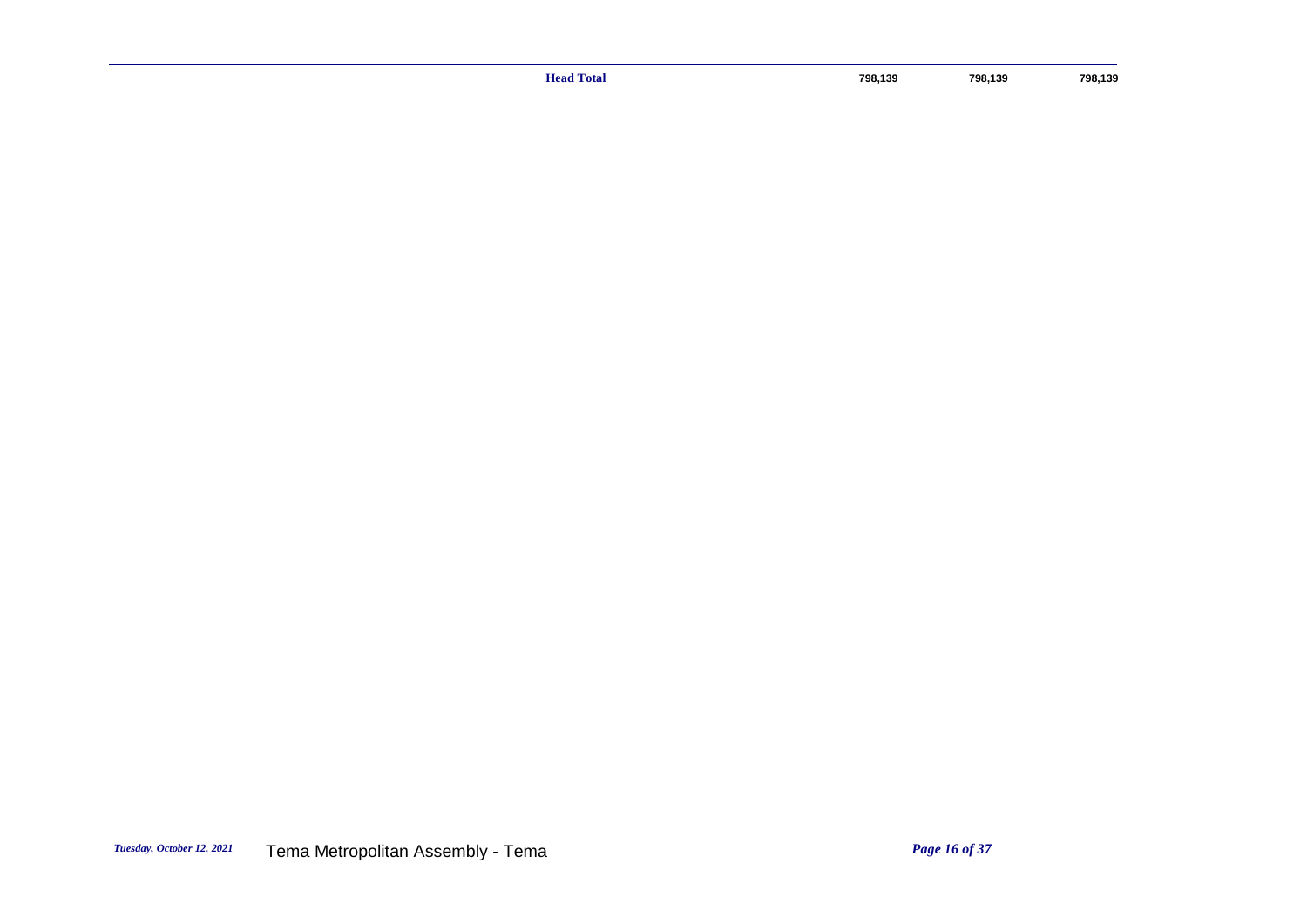| | | | |
|---|---|---|---|
| **Head Total** | **798,139** | **798,139** | **798,139** |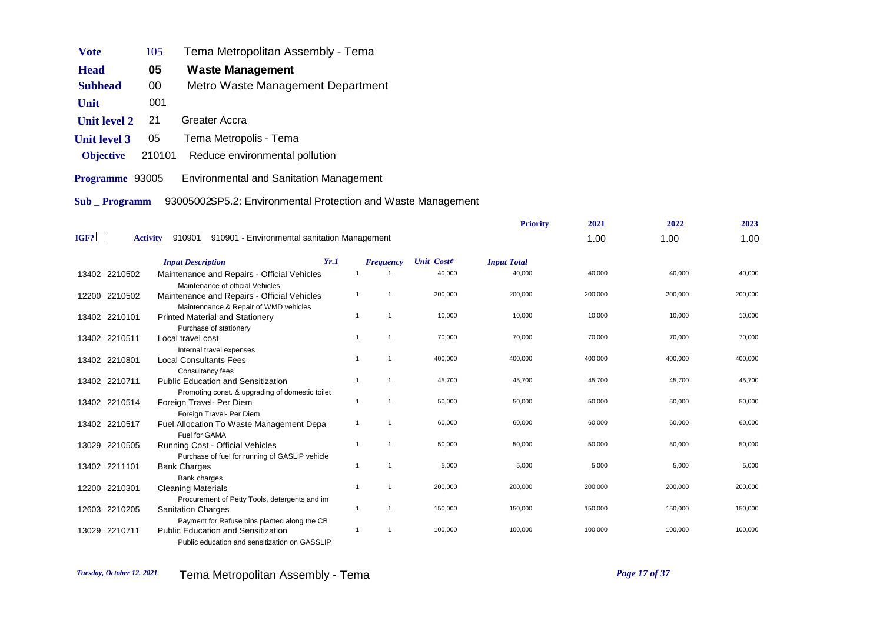| | | |
|---|---|---|
| **Vote** | 105 | Tema Metropolitan Assembly - Tema |
| **Head** | **05** | **Waste Management** |
| **Subhead** | 00 | Metro Waste Management Department |
| **Unit** | 001 | |
| **Unit level 2** | 21 | Greater Accra |
| **Unit level 3** | 05 | Tema Metropolis - Tema |
| **Objective** | 210101 | Reduce environmental pollution |
| **Programme** | 93005 | Environmental and Sanitation Management |
| **Sub _ Programm** | | 93005002SP5.2: Environmental Protection and Waste Management |

IGF? ☐ **Activity** 910901 910901 - Environmental sanitation Management

| | | **Priority** | **2021** | **2022** | **2023** |
|---|---|---|---|---|---|
| | | | 1.00 | 1.00 | 1.00 |

| | *Input Description* | *Yr.1* | *Frequency* | *Unit Cost¢* | *Input Total* | | | |
|---|---|---|---|---|---|---|---|---|
| 13402 2210502 | Maintenance and Repairs - Official Vehicles<br>Maintenance of official Vehicles | 1 | 1 | 40,000 | 40,000 | 40,000 | 40,000 | 40,000 |
| 12200 2210502 | Maintenance and Repairs - Official Vehicles<br>Maintennance & Repair of WMD vehicles | 1 | 1 | 200,000 | 200,000 | 200,000 | 200,000 | 200,000 |
| 13402 2210101 | Printed Material and Stationery<br>Purchase of stationery | 1 | 1 | 10,000 | 10,000 | 10,000 | 10,000 | 10,000 |
| 13402 2210511 | Local travel cost<br>Internal travel expenses | 1 | 1 | 70,000 | 70,000 | 70,000 | 70,000 | 70,000 |
| 13402 2210801 | Local Consultants Fees<br>Consultancy fees | 1 | 1 | 400,000 | 400,000 | 400,000 | 400,000 | 400,000 |
| 13402 2210711 | Public Education and Sensitization<br>Promoting const. & upgrading of domestic toilet | 1 | 1 | 45,700 | 45,700 | 45,700 | 45,700 | 45,700 |
| 13402 2210514 | Foreign Travel- Per Diem<br>Foreign Travel- Per Diem | 1 | 1 | 50,000 | 50,000 | 50,000 | 50,000 | 50,000 |
| 13402 2210517 | Fuel Allocation To Waste Management Depa<br>Fuel for GAMA | 1 | 1 | 60,000 | 60,000 | 60,000 | 60,000 | 60,000 |
| 13029 2210505 | Running Cost - Official Vehicles<br>Purchase of fuel for running of GASLIP vehicle | 1 | 1 | 50,000 | 50,000 | 50,000 | 50,000 | 50,000 |
| 13402 2211101 | Bank Charges<br>Bank charges | 1 | 1 | 5,000 | 5,000 | 5,000 | 5,000 | 5,000 |
| 12200 2210301 | Cleaning Materials<br>Procurement of Petty Tools, detergents and im | 1 | 1 | 200,000 | 200,000 | 200,000 | 200,000 | 200,000 |
| 12603 2210205 | Sanitation Charges<br>Payment for Refuse bins planted along the CB | 1 | 1 | 150,000 | 150,000 | 150,000 | 150,000 | 150,000 |
| 13029 2210711 | Public Education and Sensitization<br>Public education and sensitization on GASSLIP | 1 | 1 | 100,000 | 100,000 | 100,000 | 100,000 | 100,000 |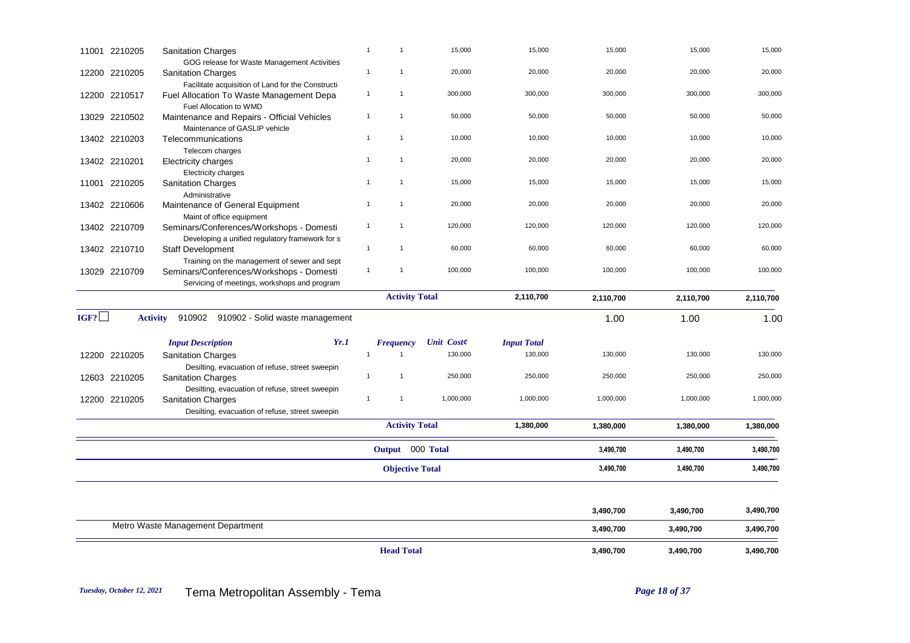| | | | | | | | | |
|---|---|---|---|---|---|---|---|---|
| 11001 2210205 | Sanitation Charges<br>GOG release for Waste Management Activities | 1 | 1 | 15,000 | 15,000 | 15,000 | 15,000 | 15,000 |
| 12200 2210205 | Sanitation Charges<br>Facilitate acquisition of Land for the Constructi | 1 | 1 | 20,000 | 20,000 | 20,000 | 20,000 | 20,000 |
| 12200 2210517 | Fuel Allocation To Waste Management Depa<br>Fuel Allocation to WMD | 1 | 1 | 300,000 | 300,000 | 300,000 | 300,000 | 300,000 |
| 13029 2210502 | Maintenance and Repairs - Official Vehicles<br>Maintenance of GASLIP vehicle | 1 | 1 | 50,000 | 50,000 | 50,000 | 50,000 | 50,000 |
| 13402 2210203 | Telecommunications<br>Telecom charges | 1 | 1 | 10,000 | 10,000 | 10,000 | 10,000 | 10,000 |
| 13402 2210201 | Electricity charges<br>Electricity charges | 1 | 1 | 20,000 | 20,000 | 20,000 | 20,000 | 20,000 |
| 11001 2210205 | Sanitation Charges<br>Administrative | 1 | 1 | 15,000 | 15,000 | 15,000 | 15,000 | 15,000 |
| 13402 2210606 | Maintenance of General Equipment<br>Maint of office equipment | 1 | 1 | 20,000 | 20,000 | 20,000 | 20,000 | 20,000 |
| 13402 2210709 | Seminars/Conferences/Workshops - Domesti<br>Developing a unified regulatory framework for s | 1 | 1 | 120,000 | 120,000 | 120,000 | 120,000 | 120,000 |
| 13402 2210710 | Staff Development<br>Training on the management of sewer and sept | 1 | 1 | 60,000 | 60,000 | 60,000 | 60,000 | 60,000 |
| 13029 2210709 | Seminars/Conferences/Workshops - Domesti<br>Servicing of meetings, workshops and program | 1 | 1 | 100,000 | 100,000 | 100,000 | 100,000 | 100,000 |
| | | | **Activity Total** | | **2,110,700** | **2,110,700** | **2,110,700** | **2,110,700** |

IGF? ☐ **Activity** 910902 910902 - Solid waste management — 1.00 | 1.00 | 1.00

| | *Input Description* | *Yr.1* | *Frequency* | *Unit Cost¢* | *Input Total* | | | |
|---|---|---|---|---|---|---|---|---|
| 12200 2210205 | Sanitation Charges<br>Desilting, evacuation of refuse, street sweepin | 1 | 1 | 130,000 | 130,000 | 130,000 | 130,000 | 130,000 |
| 12603 2210205 | Sanitation Charges<br>Desilting, evacuation of refuse, street sweepin | 1 | 1 | 250,000 | 250,000 | 250,000 | 250,000 | 250,000 |
| 12200 2210205 | Sanitation Charges<br>Desilting, evacuation of refuse, street sweepin | 1 | 1 | 1,000,000 | 1,000,000 | 1,000,000 | 1,000,000 | 1,000,000 |
| | | | **Activity Total** | | **1,380,000** | **1,380,000** | **1,380,000** | **1,380,000** |
| | | | **Output 000 Total** | | | **3,490,700** | **3,490,700** | **3,490,700** |
| | | | **Objective Total** | | | **3,490,700** | **3,490,700** | **3,490,700** |
| | | | | | | **3,490,700** | **3,490,700** | **3,490,700** |
| | Metro Waste Management Department | | | | | **3,490,700** | **3,490,700** | **3,490,700** |
| | | | **Head Total** | | | **3,490,700** | **3,490,700** | **3,490,700** |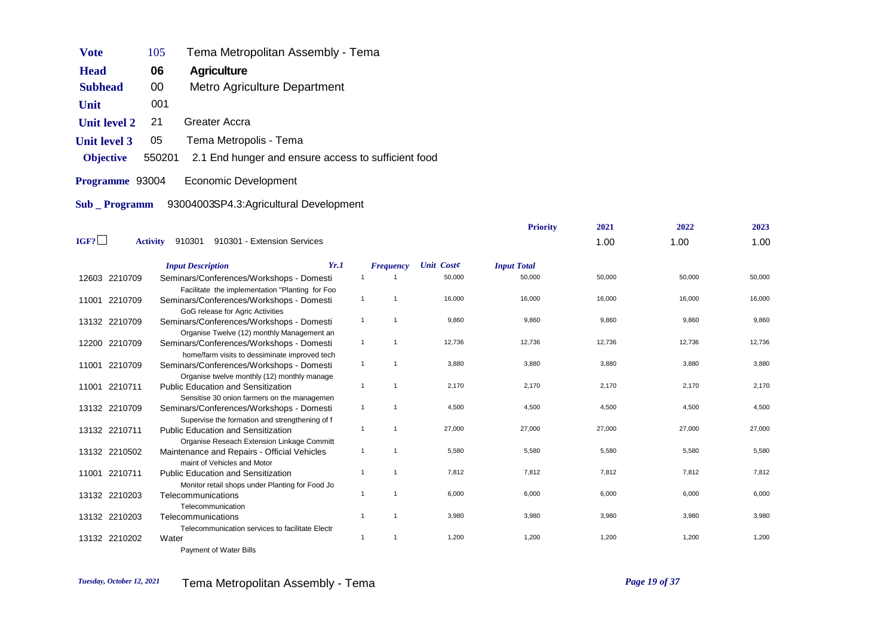| | | |
|---|---|---|
| **Vote** | 105 | Tema Metropolitan Assembly - Tema |
| **Head** | **06** | **Agriculture** |
| **Subhead** | 00 | Metro Agriculture Department |
| **Unit** | 001 | |
| **Unit level 2** | 21 | Greater Accra |
| **Unit level 3** | 05 | Tema Metropolis - Tema |
| **Objective** | 550201 | 2.1 End hunger and ensure access to sufficient food |
| **Programme** | 93004 | Economic Development |
| **Sub _ Programm** | | 93004003SP4.3:Agricultural Development |

IGF? ☐ **Activity** 910301 910301 - Extension Services

| | | *Input Description* | *Yr.1* | *Frequency* | *Unit Cost¢* | *Input Total* | **Priority** 2021 | 2022 | 2023 |
|---|---|---|---|---|---|---|---|---|---|
| | | | | | | | 1.00 | 1.00 | 1.00 |
| 12603 | 2210709 | Seminars/Conferences/Workshops - Domesti<br>Facilitate the implementation "Planting for Foo | 1 | 1 | 50,000 | 50,000 | 50,000 | 50,000 | 50,000 |
| 11001 | 2210709 | Seminars/Conferences/Workshops - Domesti<br>GoG release for Agric Activities | 1 | 1 | 16,000 | 16,000 | 16,000 | 16,000 | 16,000 |
| 13132 | 2210709 | Seminars/Conferences/Workshops - Domesti<br>Organise Twelve (12) monthly Management an | 1 | 1 | 9,860 | 9,860 | 9,860 | 9,860 | 9,860 |
| 12200 | 2210709 | Seminars/Conferences/Workshops - Domesti<br>home/farm visits to dessiminate improved tech | 1 | 1 | 12,736 | 12,736 | 12,736 | 12,736 | 12,736 |
| 11001 | 2210709 | Seminars/Conferences/Workshops - Domesti<br>Organise twelve monthly (12) monthly manage | 1 | 1 | 3,880 | 3,880 | 3,880 | 3,880 | 3,880 |
| 11001 | 2210711 | Public Education and Sensitization<br>Sensitise 30 onion farmers on the managemen | 1 | 1 | 2,170 | 2,170 | 2,170 | 2,170 | 2,170 |
| 13132 | 2210709 | Seminars/Conferences/Workshops - Domesti<br>Supervise the formation and strengthening of f | 1 | 1 | 4,500 | 4,500 | 4,500 | 4,500 | 4,500 |
| 13132 | 2210711 | Public Education and Sensitization<br>Organise Reseach Extension Linkage Committ | 1 | 1 | 27,000 | 27,000 | 27,000 | 27,000 | 27,000 |
| 13132 | 2210502 | Maintenance and Repairs - Official Vehicles<br>maint of Vehicles and Motor | 1 | 1 | 5,580 | 5,580 | 5,580 | 5,580 | 5,580 |
| 11001 | 2210711 | Public Education and Sensitization<br>Monitor retail shops under Planting for Food Jo | 1 | 1 | 7,812 | 7,812 | 7,812 | 7,812 | 7,812 |
| 13132 | 2210203 | Telecommunications<br>Telecommunication | 1 | 1 | 6,000 | 6,000 | 6,000 | 6,000 | 6,000 |
| 13132 | 2210203 | Telecommunications<br>Telecommunication services to facilitate Electr | 1 | 1 | 3,980 | 3,980 | 3,980 | 3,980 | 3,980 |
| 13132 | 2210202 | Water<br>Payment of Water Bills | 1 | 1 | 1,200 | 1,200 | 1,200 | 1,200 | 1,200 |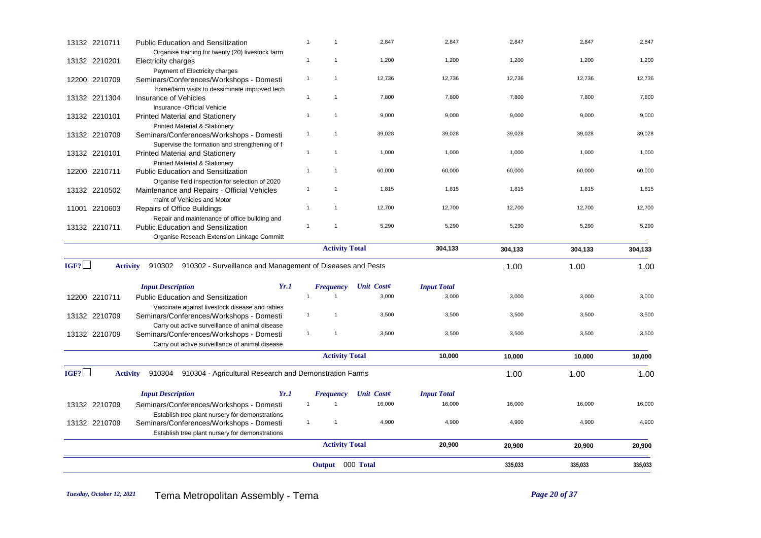| | | | | | | | | |
|---|---|---|---|---|---|---|---|---|
| 13132 2210711 | Public Education and Sensitization<br>Organise training for twenty (20) livestock farm | 1 | 1 | 2,847 | 2,847 | 2,847 | 2,847 | 2,847 |
| 13132 2210201 | Electricity charges<br>Payment of Electricity charges | 1 | 1 | 1,200 | 1,200 | 1,200 | 1,200 | 1,200 |
| 12200 2210709 | Seminars/Conferences/Workshops - Domesti<br>home/farm visits to dessiminate improved tech | 1 | 1 | 12,736 | 12,736 | 12,736 | 12,736 | 12,736 |
| 13132 2211304 | Insurance of Vehicles<br>Insurance -Official Vehicle | 1 | 1 | 7,800 | 7,800 | 7,800 | 7,800 | 7,800 |
| 13132 2210101 | Printed Material and Stationery<br>Printed Material & Stationery | 1 | 1 | 9,000 | 9,000 | 9,000 | 9,000 | 9,000 |
| 13132 2210709 | Seminars/Conferences/Workshops - Domesti<br>Supervise the formation and strengthening of f | 1 | 1 | 39,028 | 39,028 | 39,028 | 39,028 | 39,028 |
| 13132 2210101 | Printed Material and Stationery<br>Printed Material & Stationery | 1 | 1 | 1,000 | 1,000 | 1,000 | 1,000 | 1,000 |
| 12200 2210711 | Public Education and Sensitization<br>Organise field inspection for selection of 2020 | 1 | 1 | 60,000 | 60,000 | 60,000 | 60,000 | 60,000 |
| 13132 2210502 | Maintenance and Repairs - Official Vehicles<br>maint of Vehicles and Motor | 1 | 1 | 1,815 | 1,815 | 1,815 | 1,815 | 1,815 |
| 11001 2210603 | Repairs of Office Buildings<br>Repair and maintenance of office building and | 1 | 1 | 12,700 | 12,700 | 12,700 | 12,700 | 12,700 |
| 13132 2210711 | Public Education and Sensitization<br>Organise Reseach Extension Linkage Committ | 1 | 1 | 5,290 | 5,290 | 5,290 | 5,290 | 5,290 |
| | | | **Activity Total** | | **304,133** | **304,133** | **304,133** | **304,133** |

IGF? ☐ **Activity** 910302 910302 - Surveillance and Management of Diseases and Pests — 1.00 | 1.00 | 1.00

| *Input Description* | | *Yr.1* | *Frequency* | *Unit Cost¢* | *Input Total* | | | |
|---|---|---|---|---|---|---|---|---|
| 12200 2210711 | Public Education and Sensitization<br>Vaccinate against livestock disease and rabies | 1 | 1 | 3,000 | 3,000 | 3,000 | 3,000 | 3,000 |
| 13132 2210709 | Seminars/Conferences/Workshops - Domesti<br>Carry out active surveillance of animal disease | 1 | 1 | 3,500 | 3,500 | 3,500 | 3,500 | 3,500 |
| 13132 2210709 | Seminars/Conferences/Workshops - Domesti<br>Carry out active surveillance of animal disease | 1 | 1 | 3,500 | 3,500 | 3,500 | 3,500 | 3,500 |
| | | | **Activity Total** | | **10,000** | **10,000** | **10,000** | **10,000** |

IGF? ☐ **Activity** 910304 910304 - Agricultural Research and Demonstration Farms — 1.00 | 1.00 | 1.00

| *Input Description* | | *Yr.1* | *Frequency* | *Unit Cost¢* | *Input Total* | | | |
|---|---|---|---|---|---|---|---|---|
| 13132 2210709 | Seminars/Conferences/Workshops - Domesti<br>Establish tree plant nursery for demonstrations | 1 | 1 | 16,000 | 16,000 | 16,000 | 16,000 | 16,000 |
| 13132 2210709 | Seminars/Conferences/Workshops - Domesti<br>Establish tree plant nursery for demonstrations | 1 | 1 | 4,900 | 4,900 | 4,900 | 4,900 | 4,900 |
| | | | **Activity Total** | | **20,900** | **20,900** | **20,900** | **20,900** |
| | | | **Output 000 Total** | | | **335,033** | **335,033** | **335,033** |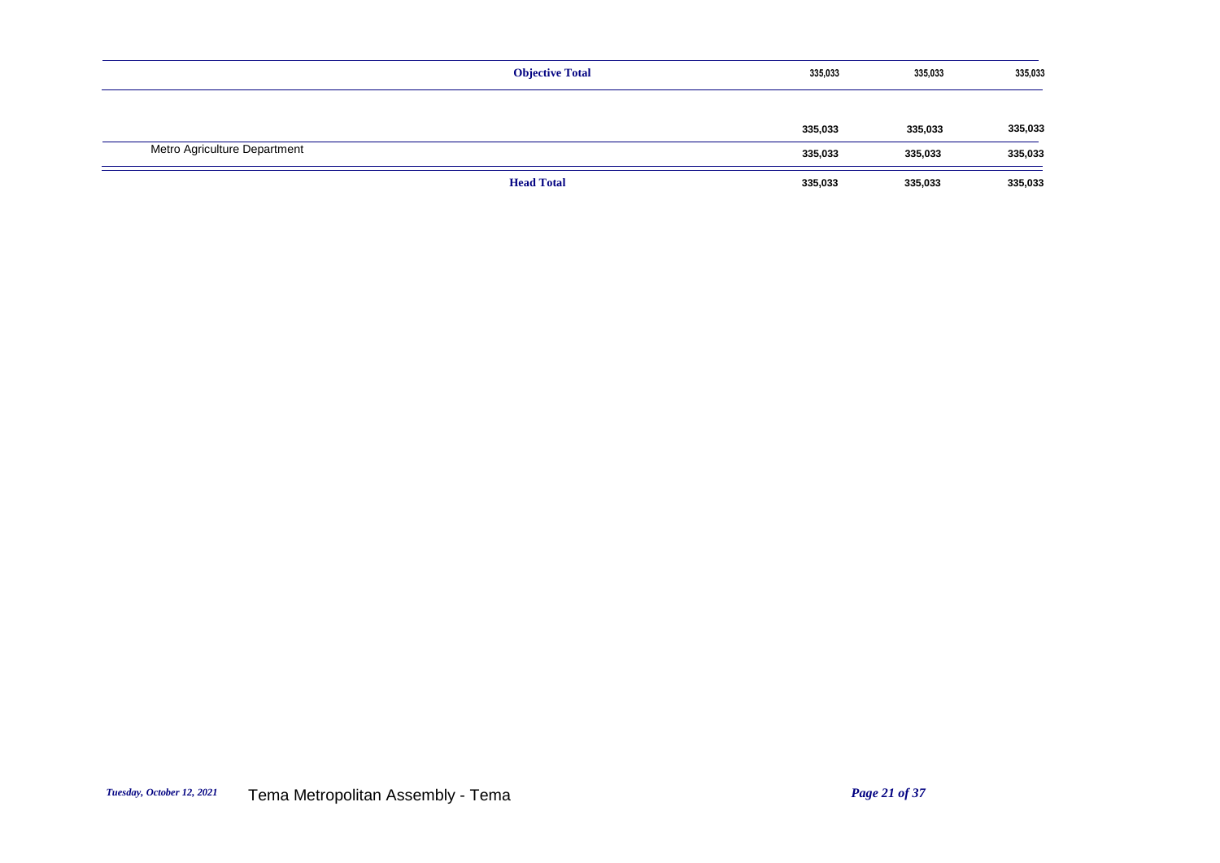| | | | | |
|---|---|---|---|---|
| | **Objective Total** | 335,033 | 335,033 | 335,033 |
| | | **335,033** | **335,033** | **335,033** |
| Metro Agriculture Department | | **335,033** | **335,033** | **335,033** |
| | **Head Total** | **335,033** | **335,033** | **335,033** |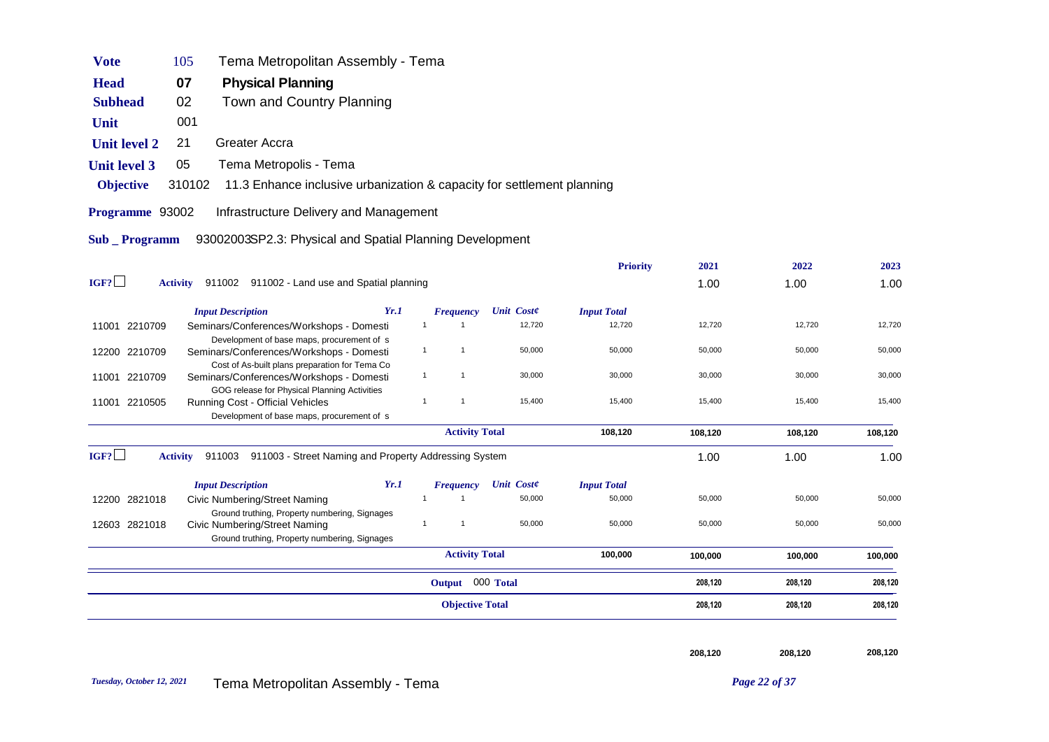| | | |
|---|---|---|
| **Vote** | 105 | Tema Metropolitan Assembly - Tema |
| **Head** | **07** | **Physical Planning** |
| **Subhead** | 02 | Town and Country Planning |
| **Unit** | 001 | |
| **Unit level 2** | 21 | Greater Accra |
| **Unit level 3** | 05 | Tema Metropolis - Tema |
| **Objective** | 310102 | 11.3 Enhance inclusive urbanization & capacity for settlement planning |
| **Programme** | 93002 | Infrastructure Delivery and Management |
| **Sub _ Programm** | | 93002003SP2.3: Physical and Spatial Planning Development |

| | | | Priority | 2021 | 2022 | 2023 |
|---|---|---|---|---|---|---|
| IGF? ☐ | **Activity** 911002 | 911002 - Land use and Spatial planning | | 1.00 | 1.00 | 1.00 |

| | *Input Description* | *Yr.1* | *Frequency* | *Unit Cost¢* | *Input Total* | | | |
|---|---|---|---|---|---|---|---|---|
| 11001 2210709 | Seminars/Conferences/Workshops - Domesti<br>Development of base maps, procurement of s | 1 | 1 | 12,720 | 12,720 | 12,720 | 12,720 | 12,720 |
| 12200 2210709 | Seminars/Conferences/Workshops - Domesti<br>Cost of As-built plans preparation for Tema Co | 1 | 1 | 50,000 | 50,000 | 50,000 | 50,000 | 50,000 |
| 11001 2210709 | Seminars/Conferences/Workshops - Domesti<br>GOG release for Physical Planning Activities | 1 | 1 | 30,000 | 30,000 | 30,000 | 30,000 | 30,000 |
| 11001 2210505 | Running Cost - Official Vehicles<br>Development of base maps, procurement of s | 1 | 1 | 15,400 | 15,400 | 15,400 | 15,400 | 15,400 |
| | | | **Activity Total** | | **108,120** | **108,120** | **108,120** | **108,120** |

| | | | Priority | 2021 | 2022 | 2023 |
|---|---|---|---|---|---|---|
| IGF? ☐ | **Activity** 911003 | 911003 - Street Naming and Property Addressing System | | 1.00 | 1.00 | 1.00 |

| | *Input Description* | *Yr.1* | *Frequency* | *Unit Cost¢* | *Input Total* | | | |
|---|---|---|---|---|---|---|---|---|
| 12200 2821018 | Civic Numbering/Street Naming<br>Ground truthing, Property numbering, Signages | 1 | 1 | 50,000 | 50,000 | 50,000 | 50,000 | 50,000 |
| 12603 2821018 | Civic Numbering/Street Naming<br>Ground truthing, Property numbering, Signages | 1 | 1 | 50,000 | 50,000 | 50,000 | 50,000 | 50,000 |
| | | | **Activity Total** | | **100,000** | **100,000** | **100,000** | **100,000** |
| | | | **Output** 000 **Total** | | | **208,120** | **208,120** | **208,120** |
| | | | **Objective Total** | | | **208,120** | **208,120** | **208,120** |
| | | | | | | **208,120** | **208,120** | **208,120** |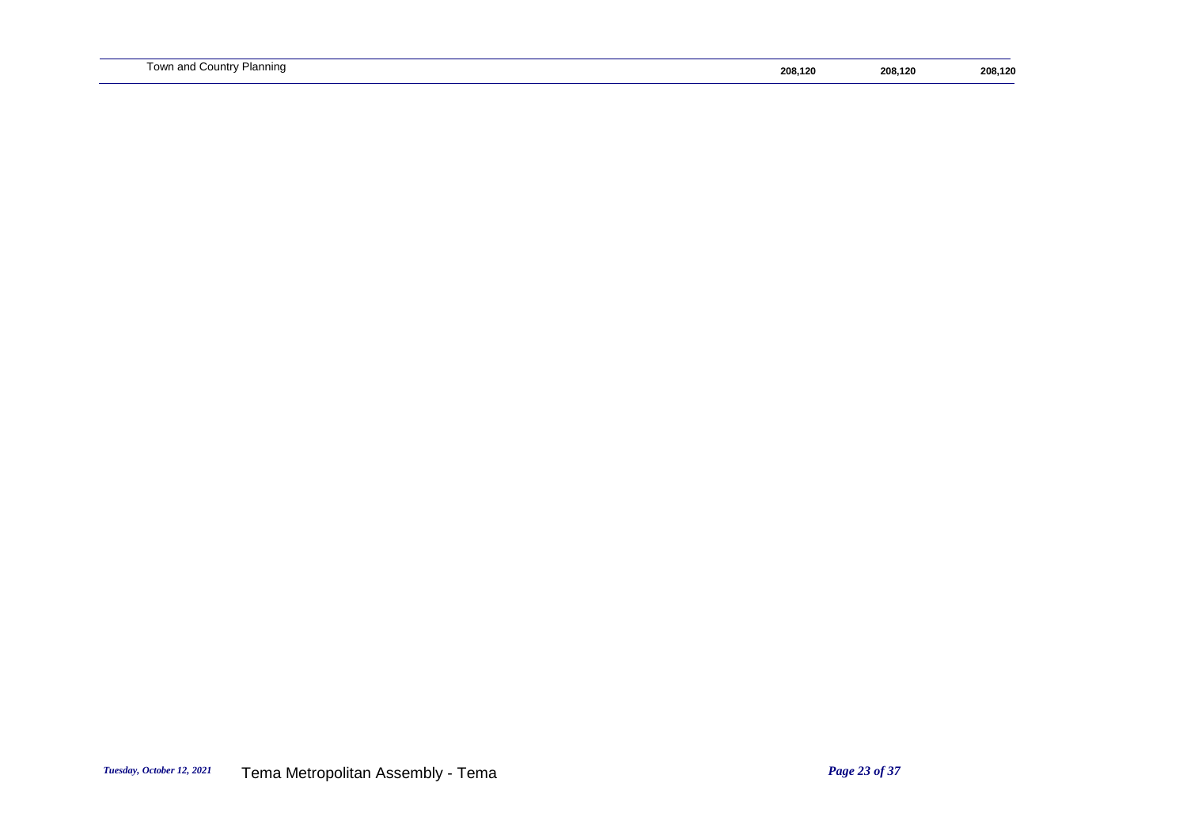| | | | |
|---|---|---|---|
| Town and Country Planning | **208,120** | **208,120** | **208,120** |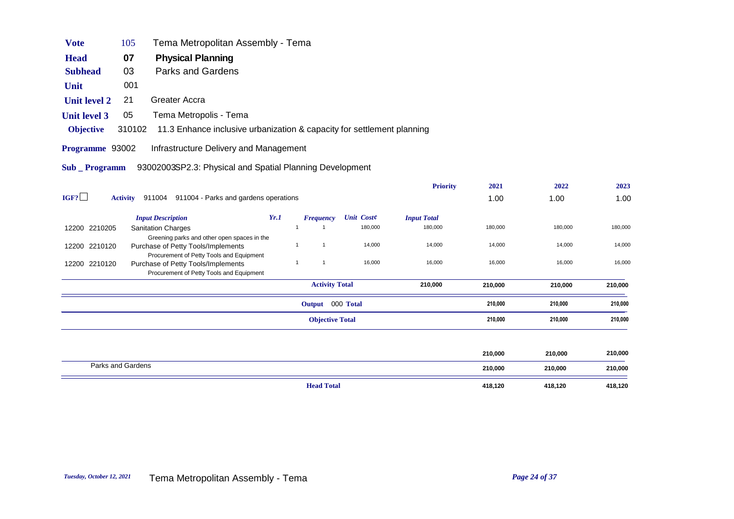| | | |
|---|---|---|
| **Vote** | 105 | Tema Metropolitan Assembly - Tema |
| **Head** | **07** | **Physical Planning** |
| **Subhead** | 03 | Parks and Gardens |
| **Unit** | 001 | |
| **Unit level 2** | 21 | Greater Accra |
| **Unit level 3** | 05 | Tema Metropolis - Tema |
| **Objective** | 310102 | 11.3 Enhance inclusive urbanization & capacity for settlement planning |
| **Programme** | 93002 | Infrastructure Delivery and Management |
| **Sub _ Programm** | | 93002003SP2.3: Physical and Spatial Planning Development |

| IGF? ☐ | **Activity** 911004 911004 - Parks and gardens operations | | | | | **Priority** | **2021** | **2022** | **2023** |
|---|---|---|---|---|---|---|---|---|---|
| | | | | | | | 1.00 | 1.00 | 1.00 |
| | ***Input Description*** | ***Yr.1*** | ***Frequency*** | ***Unit Cost¢*** | ***Input Total*** | | | | |
| 12200 2210205 | Sanitation Charges<br>Greening parks and other open spaces in the | 1 | 1 | 180,000 | 180,000 | | 180,000 | 180,000 | 180,000 |
| 12200 2210120 | Purchase of Petty Tools/Implements<br>Procurement of Petty Tools and Equipment | 1 | 1 | 14,000 | 14,000 | | 14,000 | 14,000 | 14,000 |
| 12200 2210120 | Purchase of Petty Tools/Implements<br>Procurement of Petty Tools and Equipment | 1 | 1 | 16,000 | 16,000 | | 16,000 | 16,000 | 16,000 |
| | | | **Activity Total** | | **210,000** | | **210,000** | **210,000** | **210,000** |
| | | | **Output** 000 **Total** | | | | **210,000** | **210,000** | **210,000** |
| | | | **Objective Total** | | | | **210,000** | **210,000** | **210,000** |
| | | | | | | | **210,000** | **210,000** | **210,000** |
| | Parks and Gardens | | | | | | **210,000** | **210,000** | **210,000** |
| | | | **Head Total** | | | | **418,120** | **418,120** | **418,120** |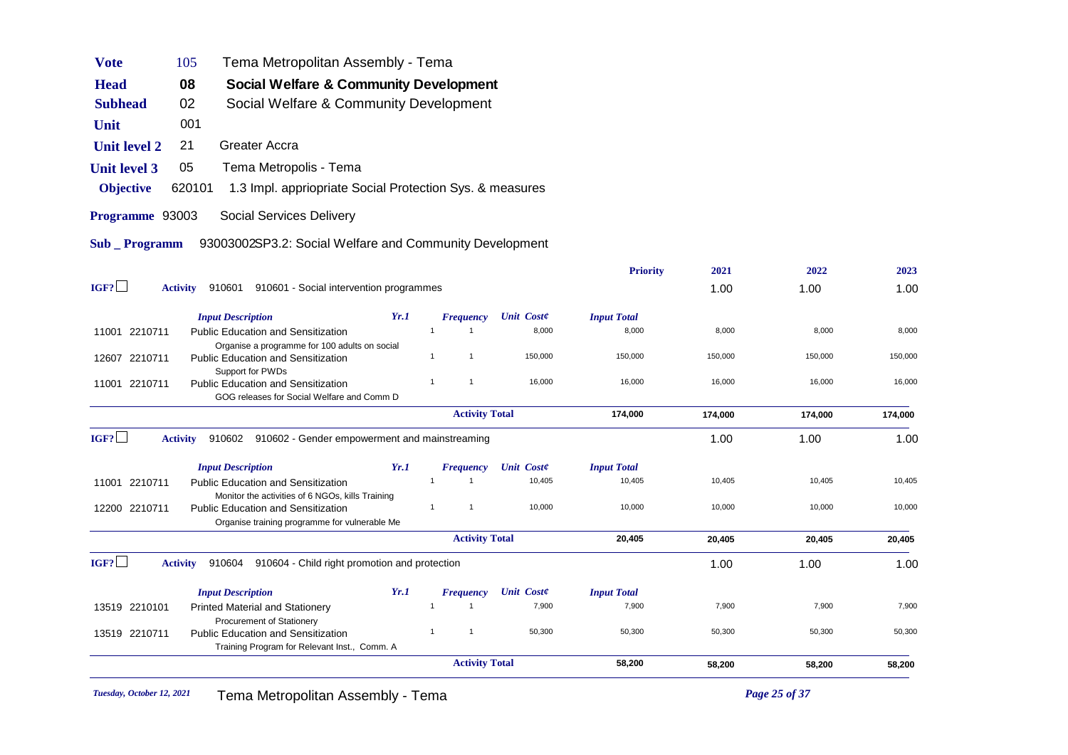| | | |
|---|---|---|
| **Vote** | 105 | Tema Metropolitan Assembly - Tema |
| **Head** | 08 | **Social Welfare & Community Development** |
| **Subhead** | 02 | Social Welfare & Community Development |
| **Unit** | 001 | |
| **Unit level 2** | 21 | Greater Accra |
| **Unit level 3** | 05 | Tema Metropolis - Tema |
| **Objective** | 620101 | 1.3 Impl. appriopriate Social Protection Sys. & measures |
| **Programme** | 93003 | Social Services Delivery |
| **Sub _ Programm** | | 93003002SP3.2: Social Welfare and Community Development |

| | | Yr.1 | Frequency | Unit Cost¢ | Input Total | 2021 | 2022 | 2023 |
|---|---|---|---|---|---|---|---|---|
| **IGF?** ☐ | **Activity** 910601 910601 - Social intervention programmes | | | | **Priority** | 1.00 | 1.00 | 1.00 |
| | *Input Description* | | | | | | | |
| 11001 2210711 | Public Education and Sensitization<br>Organise a programme for 100 adults on social | 1 | 1 | 8,000 | 8,000 | 8,000 | 8,000 | 8,000 |
| 12607 2210711 | Public Education and Sensitization<br>Support for PWDs | 1 | 1 | 150,000 | 150,000 | 150,000 | 150,000 | 150,000 |
| 11001 2210711 | Public Education and Sensitization<br>GOG releases for Social Welfare and Comm D | 1 | 1 | 16,000 | 16,000 | 16,000 | 16,000 | 16,000 |
| | | | **Activity Total** | | **174,000** | **174,000** | **174,000** | **174,000** |
| **IGF?** ☐ | **Activity** 910602 910602 - Gender empowerment and mainstreaming | | | | | 1.00 | 1.00 | 1.00 |
| | *Input Description* | | | | | | | |
| 11001 2210711 | Public Education and Sensitization<br>Monitor the activities of 6 NGOs, kills Training | 1 | 1 | 10,405 | 10,405 | 10,405 | 10,405 | 10,405 |
| 12200 2210711 | Public Education and Sensitization<br>Organise training programme for vulnerable Me | 1 | 1 | 10,000 | 10,000 | 10,000 | 10,000 | 10,000 |
| | | | **Activity Total** | | **20,405** | **20,405** | **20,405** | **20,405** |
| **IGF?** ☐ | **Activity** 910604 910604 - Child right promotion and protection | | | | | 1.00 | 1.00 | 1.00 |
| | *Input Description* | | | | | | | |
| 13519 2210101 | Printed Material and Stationery<br>Procurement of Stationery | 1 | 1 | 7,900 | 7,900 | 7,900 | 7,900 | 7,900 |
| 13519 2210711 | Public Education and Sensitization<br>Training Program for Relevant Inst., Comm. A | 1 | 1 | 50,300 | 50,300 | 50,300 | 50,300 | 50,300 |
| | | | **Activity Total** | | **58,200** | **58,200** | **58,200** | **58,200** |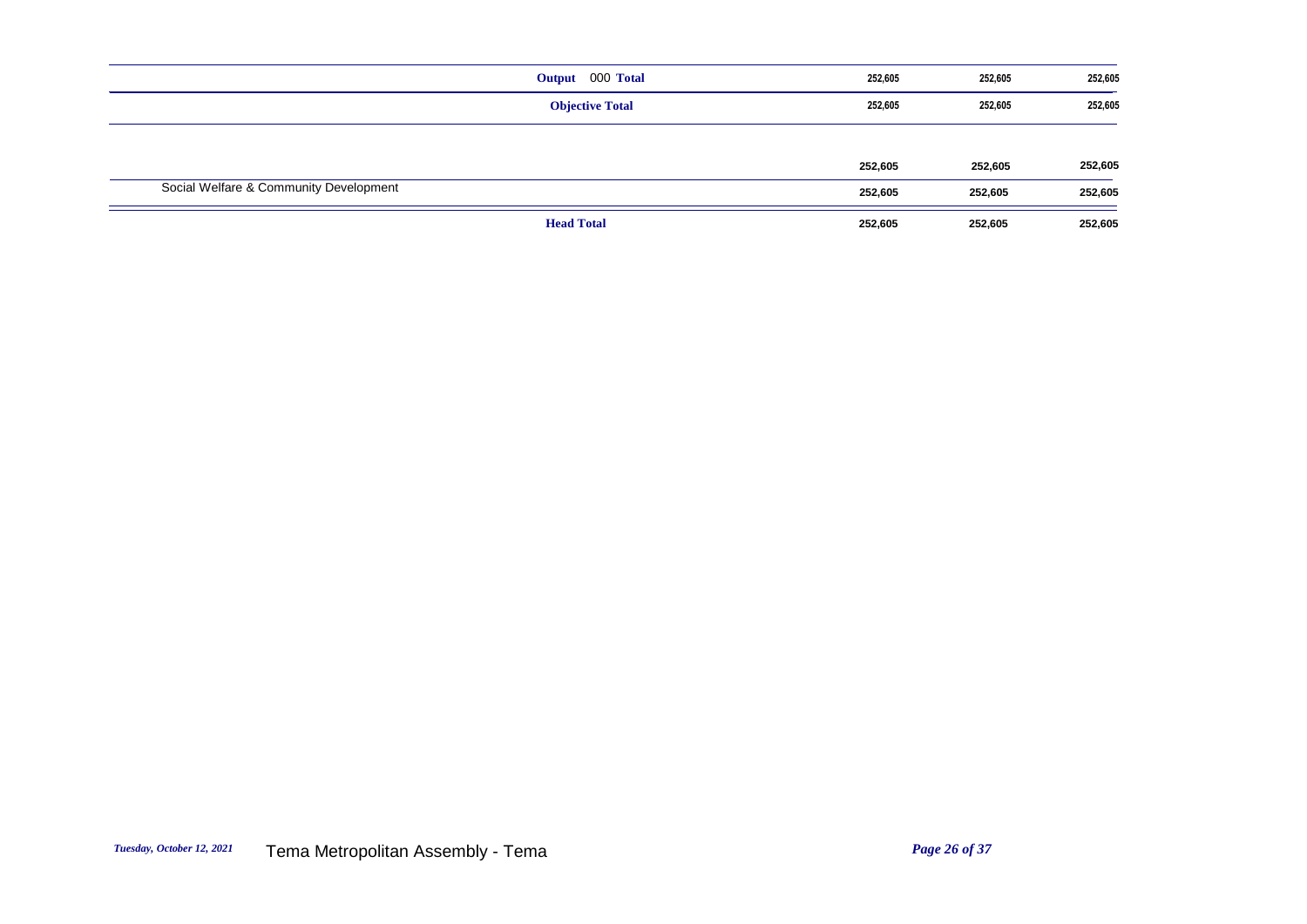| | | | |
|---|---|---|---|
| | Output 000 Total | 252,605 | 252,605 | 252,605 |
| | Objective Total | 252,605 | 252,605 | 252,605 |
| | | 252,605 | 252,605 | 252,605 |
| Social Welfare & Community Development | | 252,605 | 252,605 | 252,605 |
| | Head Total | 252,605 | 252,605 | 252,605 |

*Tuesday, October 12, 2021* Tema Metropolitan Assembly - Tema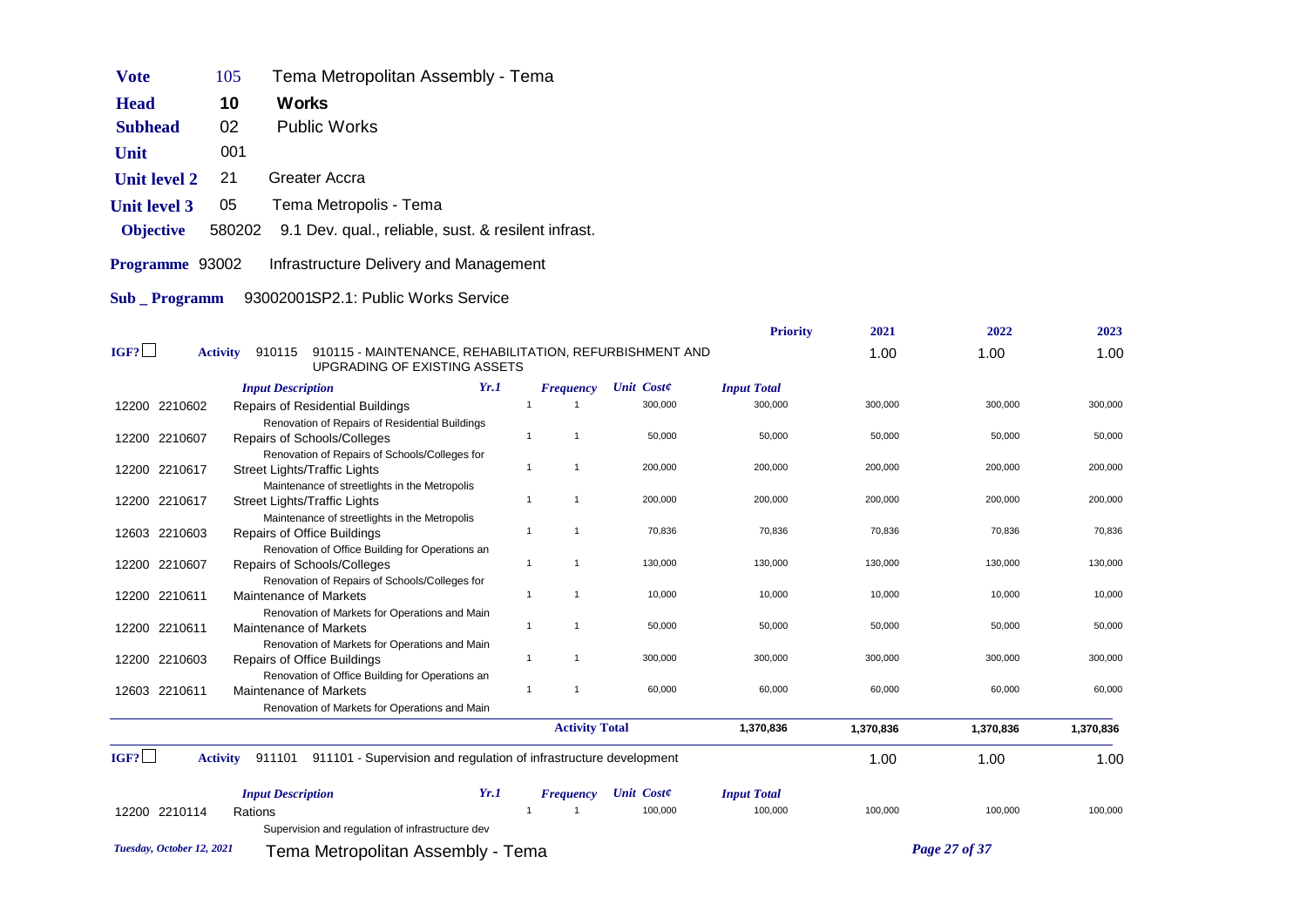| | | |
|---|---|---|
| **Vote** | 105 | Tema Metropolitan Assembly - Tema |
| **Head** | 10 | **Works** |
| **Subhead** | 02 | Public Works |
| **Unit** | 001 | |
| **Unit level 2** | 21 | Greater Accra |
| **Unit level 3** | 05 | Tema Metropolis - Tema |
| **Objective** | 580202 | 9.1 Dev. qual., reliable, sust. & resilient infrast. |
| **Programme** | 93002 | Infrastructure Delivery and Management |
| **Sub _ Programm** | 93002001 | SP2.1: Public Works Service |

| IGF? | Activity | | Priority | 2021 | 2022 | 2023 |
|---|---|---|---|---|---|---|
| ☐ | 910115 | 910115 - MAINTENANCE, REHABILITATION, REFURBISHMENT AND UPGRADING OF EXISTING ASSETS | | 1.00 | 1.00 | 1.00 |

| | *Input Description* | *Yr.1* | *Frequency* | *Unit Cost¢* | *Input Total* | 2021 | 2022 | 2023 |
|---|---|---|---|---|---|---|---|---|
| 12200 2210602 | Repairs of Residential Buildings<br>Renovation of Repairs of Residential Buildings | 1 | 1 | 300,000 | 300,000 | 300,000 | 300,000 | 300,000 |
| 12200 2210607 | Repairs of Schools/Colleges<br>Renovation of Repairs of Schools/Colleges for | 1 | 1 | 50,000 | 50,000 | 50,000 | 50,000 | 50,000 |
| 12200 2210617 | Street Lights/Traffic Lights<br>Maintenance of streetlights in the Metropolis | 1 | 1 | 200,000 | 200,000 | 200,000 | 200,000 | 200,000 |
| 12200 2210617 | Street Lights/Traffic Lights<br>Maintenance of streetlights in the Metropolis | 1 | 1 | 200,000 | 200,000 | 200,000 | 200,000 | 200,000 |
| 12603 2210603 | Repairs of Office Buildings<br>Renovation of Office Building for Operations an | 1 | 1 | 70,836 | 70,836 | 70,836 | 70,836 | 70,836 |
| 12200 2210607 | Repairs of Schools/Colleges<br>Renovation of Repairs of Schools/Colleges for | 1 | 1 | 130,000 | 130,000 | 130,000 | 130,000 | 130,000 |
| 12200 2210611 | Maintenance of Markets<br>Renovation of Markets for Operations and Main | 1 | 1 | 10,000 | 10,000 | 10,000 | 10,000 | 10,000 |
| 12200 2210611 | Maintenance of Markets<br>Renovation of Markets for Operations and Main | 1 | 1 | 50,000 | 50,000 | 50,000 | 50,000 | 50,000 |
| 12200 2210603 | Repairs of Office Buildings<br>Renovation of Office Building for Operations an | 1 | 1 | 300,000 | 300,000 | 300,000 | 300,000 | 300,000 |
| 12603 2210611 | Maintenance of Markets<br>Renovation of Markets for Operations and Main | 1 | 1 | 60,000 | 60,000 | 60,000 | 60,000 | 60,000 |
| | | | **Activity Total** | | **1,370,836** | **1,370,836** | **1,370,836** | **1,370,836** |

| IGF? | Activity | | 2021 | 2022 | 2023 |
|---|---|---|---|---|---|
| ☐ | 911101 | 911101 - Supervision and regulation of infrastructure development | 1.00 | 1.00 | 1.00 |

| | *Input Description* | *Yr.1* | *Frequency* | *Unit Cost¢* | *Input Total* | 2021 | 2022 | 2023 |
|---|---|---|---|---|---|---|---|---|
| 12200 2210114 | Rations<br>Supervision and regulation of infrastructure dev | 1 | 1 | 100,000 | 100,000 | 100,000 | 100,000 | 100,000 |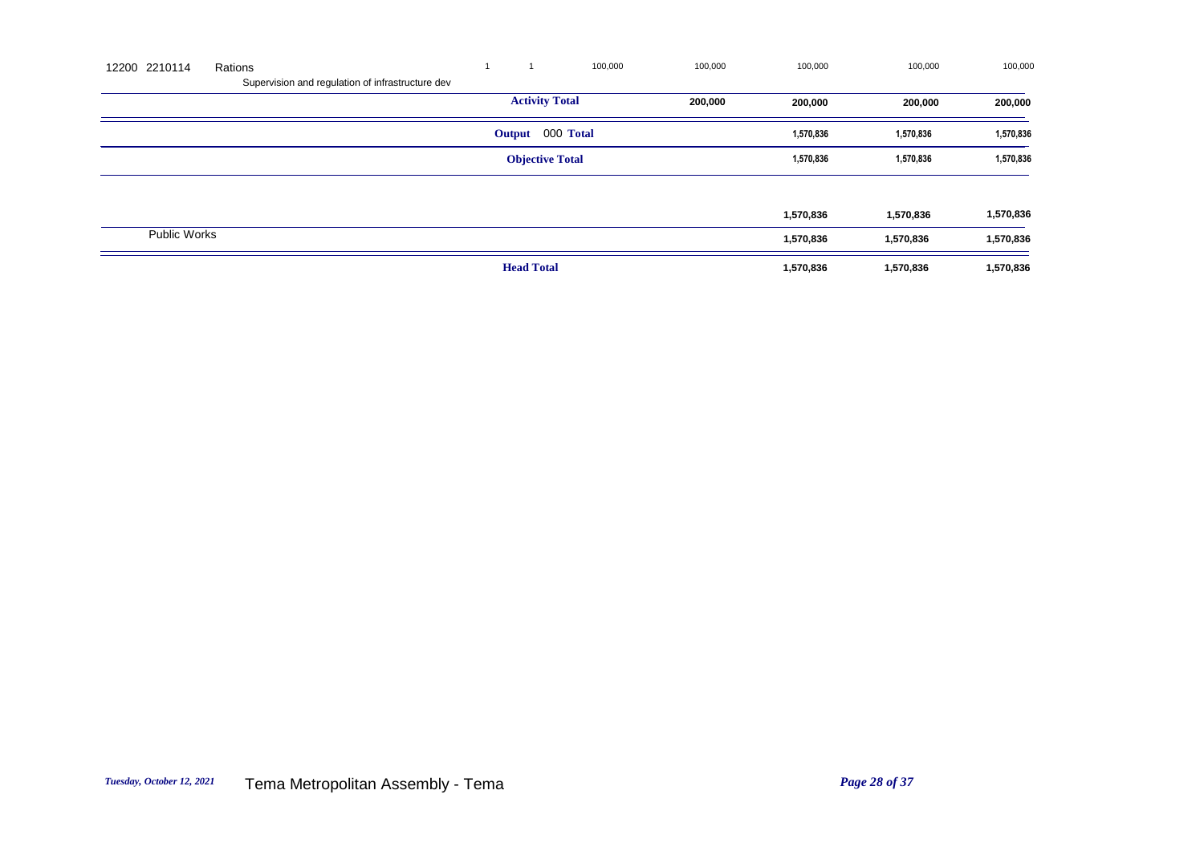| | | | | | | | | | |
|---|---|---|---|---|---|---|---|---|---|
| 12200 2210114 | Rations<br>Supervision and regulation of infrastructure dev | 1 | 1 | 100,000 | 100,000 | 100,000 | 100,000 | 100,000 |
| | | **Activity Total** | | | **200,000** | **200,000** | **200,000** | **200,000** |
| | | **Output 000 Total** | | | | **1,570,836** | **1,570,836** | **1,570,836** |
| | | **Objective Total** | | | | **1,570,836** | **1,570,836** | **1,570,836** |
| | | | | | | **1,570,836** | **1,570,836** | **1,570,836** |
| Public Works | | | | | | **1,570,836** | **1,570,836** | **1,570,836** |
| | | **Head Total** | | | | **1,570,836** | **1,570,836** | **1,570,836** |

*Tuesday, October 12, 2021* Tema Metropolitan Assembly - Tema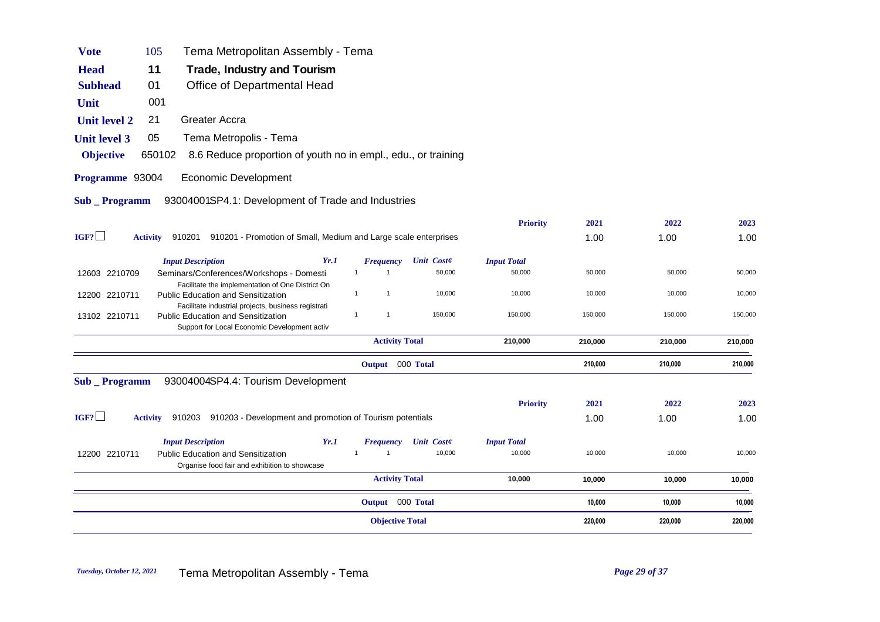| | | |
|---|---|---|
| **Vote** | 105 | Tema Metropolitan Assembly - Tema |
| **Head** | **11** | **Trade, Industry and Tourism** |
| **Subhead** | 01 | Office of Departmental Head |
| **Unit** | 001 | |
| **Unit level 2** | 21 | Greater Accra |
| **Unit level 3** | 05 | Tema Metropolis - Tema |
| **Objective** | 650102 | 8.6 Reduce proportion of youth no in empl., edu., or training |

**Programme** 93004 Economic Development

**Sub _ Programm** 93004001SP4.1: Development of Trade and Industries

| | | | | | Priority | 2021 | 2022 | 2023 |
|---|---|---|---|---|---|---|---|---|
| IGF? ☐ | **Activity** 910201 910201 - Promotion of Small, Medium and Large scale enterprises | | | | | 1.00 | 1.00 | 1.00 |
| | *Input Description* | *Yr.1* | *Frequency* | *Unit Cost¢* | *Input Total* | | | |
| 12603 2210709 | Seminars/Conferences/Workshops - Domesti<br>Facilitate the implementation of One District On | 1 | 1 | 50,000 | 50,000 | 50,000 | 50,000 | 50,000 |
| 12200 2210711 | Public Education and Sensitization<br>Facilitate industrial projects, business registrati | 1 | 1 | 10,000 | 10,000 | 10,000 | 10,000 | 10,000 |
| 13102 2210711 | Public Education and Sensitization<br>Support for Local Economic Development activ | 1 | 1 | 150,000 | 150,000 | 150,000 | 150,000 | 150,000 |
| | | | **Activity Total** | | **210,000** | **210,000** | **210,000** | **210,000** |
| | | | **Output** 000 **Total** | | | **210,000** | **210,000** | **210,000** |

**Sub _ Programm** 93004004SP4.4: Tourism Development

| | | | | | Priority | 2021 | 2022 | 2023 |
|---|---|---|---|---|---|---|---|---|
| IGF? ☐ | **Activity** 910203 910203 - Development and promotion of Tourism potentials | | | | | 1.00 | 1.00 | 1.00 |
| | *Input Description* | *Yr.1* | *Frequency* | *Unit Cost¢* | *Input Total* | | | |
| 12200 2210711 | Public Education and Sensitization<br>Organise food fair and exhibition to showcase | 1 | 1 | 10,000 | 10,000 | 10,000 | 10,000 | 10,000 |
| | | | **Activity Total** | | **10,000** | **10,000** | **10,000** | **10,000** |
| | | | **Output** 000 **Total** | | | **10,000** | **10,000** | **10,000** |
| | | | **Objective Total** | | | **220,000** | **220,000** | **220,000** |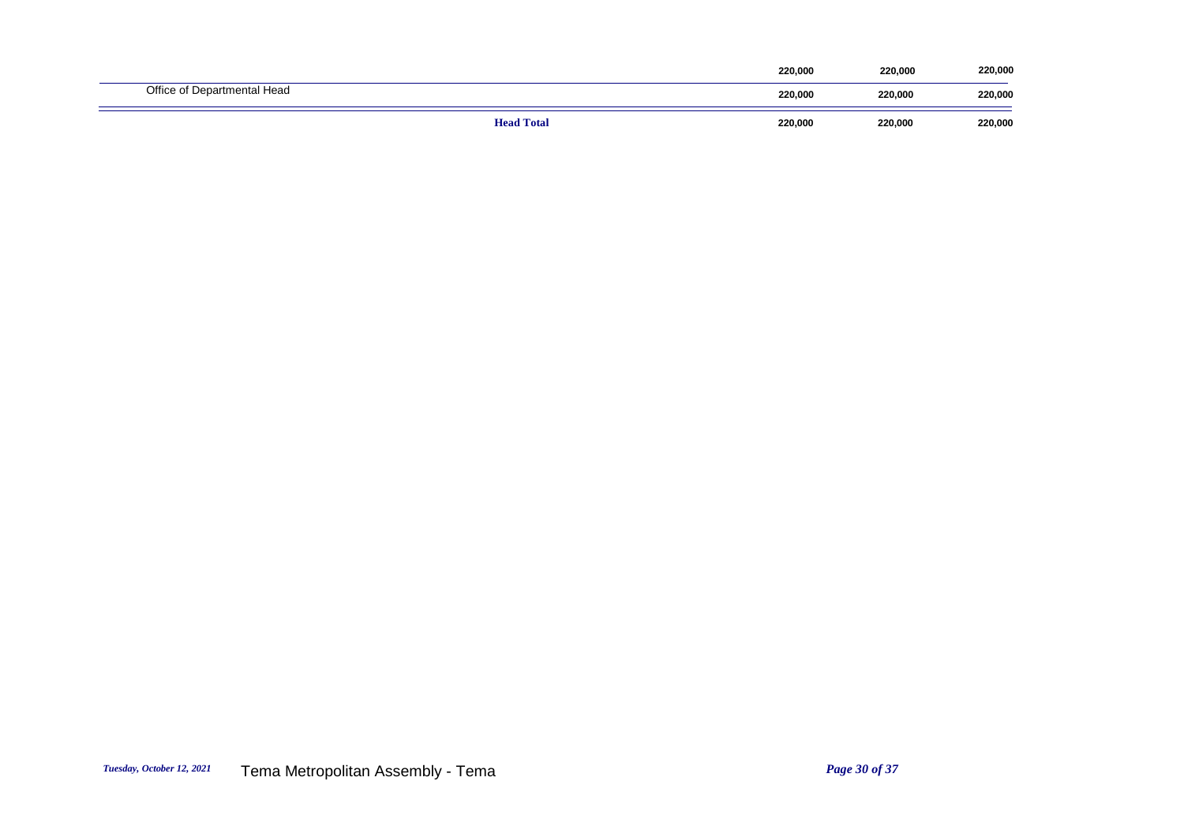| | | | | |
|---|---|---|---|---|
| | | **220,000** | **220,000** | **220,000** |
| Office of Departmental Head | | **220,000** | **220,000** | **220,000** |
| | **Head Total** | **220,000** | **220,000** | **220,000** |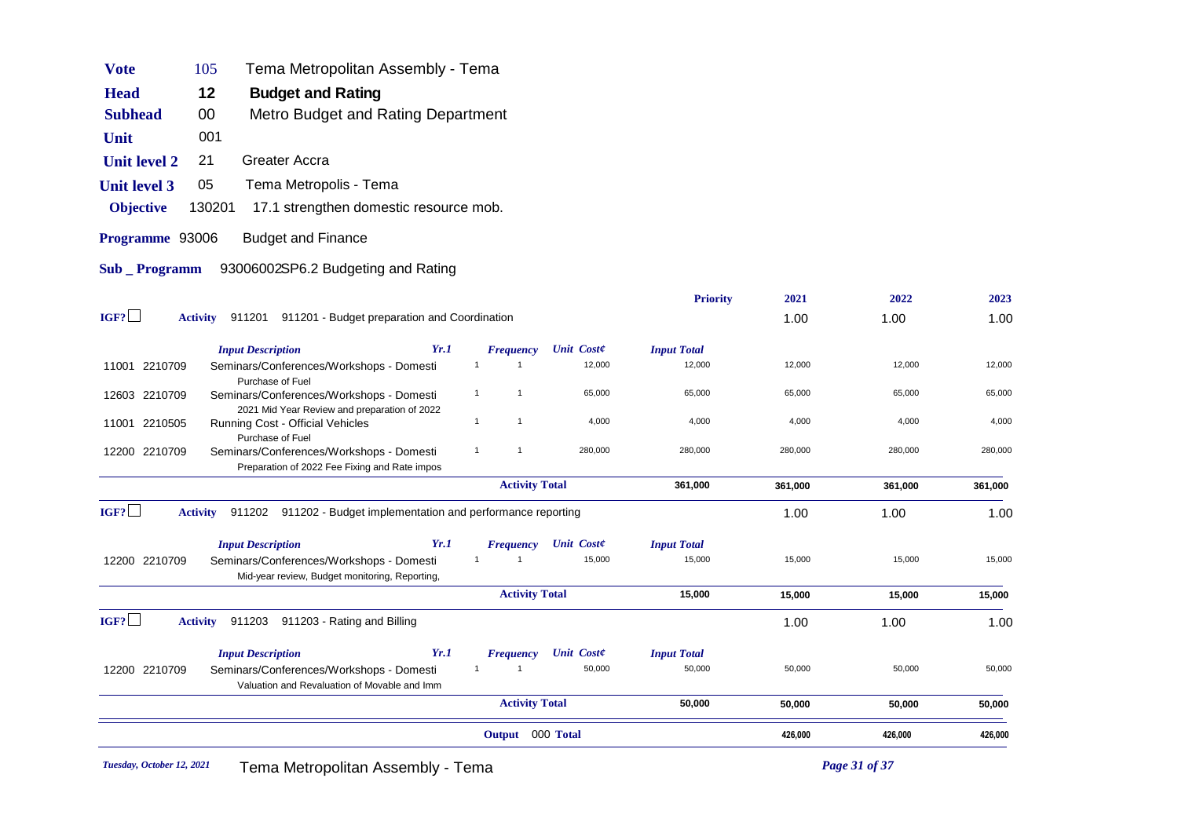| | | |
|---|---|---|
| **Vote** | 105 | Tema Metropolitan Assembly - Tema |
| **Head** | **12** | **Budget and Rating** |
| **Subhead** | 00 | Metro Budget and Rating Department |
| **Unit** | 001 | |
| **Unit level 2** | 21 | Greater Accra |
| **Unit level 3** | 05 | Tema Metropolis - Tema |
| **Objective** | 130201 | 17.1 strengthen domestic resource mob. |
| **Programme** | 93006 | Budget and Finance |
| **Sub _ Programm** | | 93006002SP6.2 Budgeting and Rating |

| | | Input Description | Yr.1 | Frequency | Unit Cost¢ | Input Total | 2021 | 2022 | 2023 |
|---|---|---|---|---|---|---|---|---|---|
| IGF? ☐ | **Activity** 911201 | 911201 - Budget preparation and Coordination | | | | **Priority** | 1.00 | 1.00 | 1.00 |
| 11001 | 2210709 | Seminars/Conferences/Workshops - Domesti<br>Purchase of Fuel | 1 | 1 | 12,000 | 12,000 | 12,000 | 12,000 | 12,000 |
| 12603 | 2210709 | Seminars/Conferences/Workshops - Domesti<br>2021 Mid Year Review and preparation of 2022 | 1 | 1 | 65,000 | 65,000 | 65,000 | 65,000 | 65,000 |
| 11001 | 2210505 | Running Cost - Official Vehicles<br>Purchase of Fuel | 1 | 1 | 4,000 | 4,000 | 4,000 | 4,000 | 4,000 |
| 12200 | 2210709 | Seminars/Conferences/Workshops - Domesti<br>Preparation of 2022 Fee Fixing and Rate impos | 1 | 1 | 280,000 | 280,000 | 280,000 | 280,000 | 280,000 |
| | | | | **Activity Total** | | **361,000** | **361,000** | **361,000** | **361,000** |
| IGF? ☐ | **Activity** 911202 | 911202 - Budget implementation and performance reporting | | | | | 1.00 | 1.00 | 1.00 |
| 12200 | 2210709 | Seminars/Conferences/Workshops - Domesti<br>Mid-year review, Budget monitoring, Reporting, | 1 | 1 | 15,000 | 15,000 | 15,000 | 15,000 | 15,000 |
| | | | | **Activity Total** | | **15,000** | **15,000** | **15,000** | **15,000** |
| IGF? ☐ | **Activity** 911203 | 911203 - Rating and Billing | | | | | 1.00 | 1.00 | 1.00 |
| 12200 | 2210709 | Seminars/Conferences/Workshops - Domesti<br>Valuation and Revaluation of Movable and Imm | 1 | 1 | 50,000 | 50,000 | 50,000 | 50,000 | 50,000 |
| | | | | **Activity Total** | | **50,000** | **50,000** | **50,000** | **50,000** |
| | | | | **Output** 000 **Total** | | | **426,000** | **426,000** | **426,000** |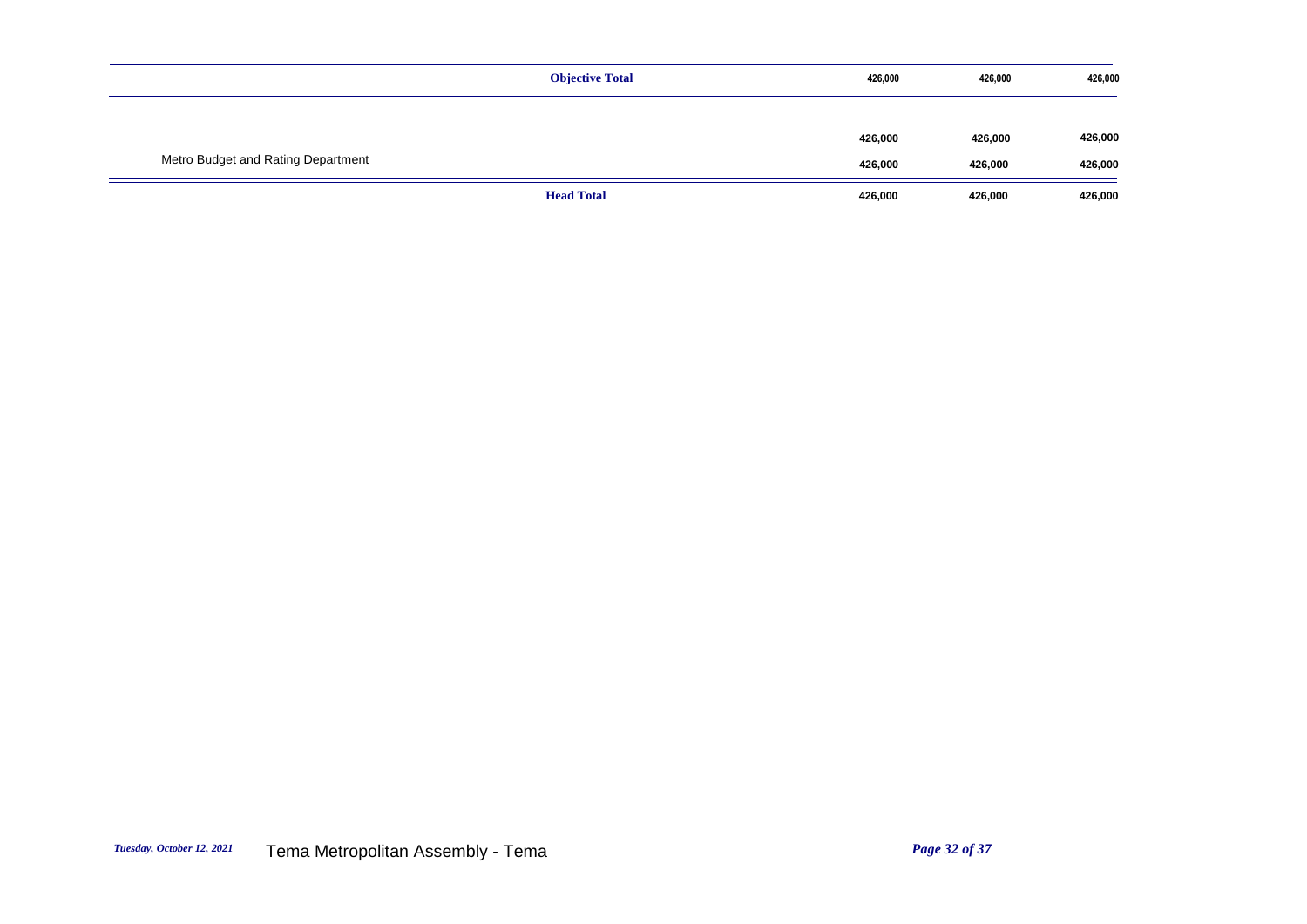| | | | | |
|---|---|---|---|---|
| | **Objective Total** | 426,000 | 426,000 | 426,000 |
| | | **426,000** | **426,000** | **426,000** |
| Metro Budget and Rating Department | | **426,000** | **426,000** | **426,000** |
| | **Head Total** | **426,000** | **426,000** | **426,000** |

*Tuesday, October 12, 2021* Tema Metropolitan Assembly - Tema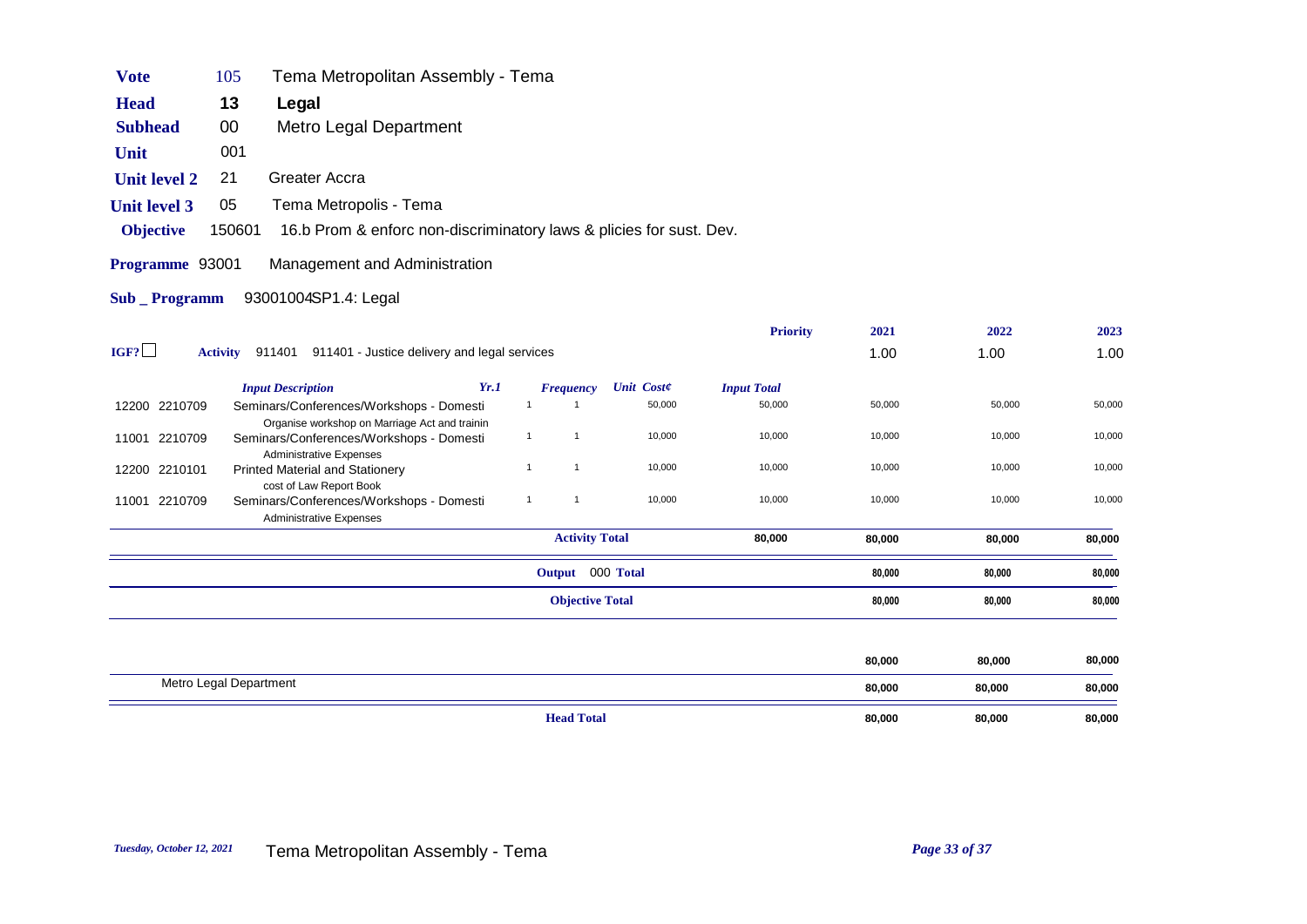| | | |
|---|---|---|
| **Vote** | 105 | Tema Metropolitan Assembly - Tema |
| **Head** | 13 | **Legal** |
| **Subhead** | 00 | Metro Legal Department |
| **Unit** | 001 | |
| **Unit level 2** | 21 | Greater Accra |
| **Unit level 3** | 05 | Tema Metropolis - Tema |
| **Objective** | 150601 | 16.b Prom & enforc non-discriminatory laws & plicies for sust. Dev. |
| **Programme** | 93001 | Management and Administration |
| **Sub _ Programm** | | 93001004SP1.4: Legal |

| IGF? ☐ | **Activity** 911401 | 911401 - Justice delivery and legal services | | | | **Priority** | **2021** | **2022** | **2023** |
|---|---|---|---|---|---|---|---|---|---|
| | | | | | | | 1.00 | 1.00 | 1.00 |
| | | ***Input Description*** | ***Yr.1*** | ***Frequency*** | ***Unit Cost¢*** | ***Input Total*** | | | |
| 12200 | 2210709 | Seminars/Conferences/Workshops - Domesti<br>Organise workshop on Marriage Act and trainin | 1 | 1 | 50,000 | 50,000 | 50,000 | 50,000 | 50,000 |
| 11001 | 2210709 | Seminars/Conferences/Workshops - Domesti<br>Administrative Expenses | 1 | 1 | 10,000 | 10,000 | 10,000 | 10,000 | 10,000 |
| 12200 | 2210101 | Printed Material and Stationery<br>cost of Law Report Book | 1 | 1 | 10,000 | 10,000 | 10,000 | 10,000 | 10,000 |
| 11001 | 2210709 | Seminars/Conferences/Workshops - Domesti<br>Administrative Expenses | 1 | 1 | 10,000 | 10,000 | 10,000 | 10,000 | 10,000 |
| | | | | **Activity Total** | | **80,000** | **80,000** | **80,000** | **80,000** |
| | | | | **Output** 000 **Total** | | | **80,000** | **80,000** | **80,000** |
| | | | | **Objective Total** | | | **80,000** | **80,000** | **80,000** |
| | | | | | | | **80,000** | **80,000** | **80,000** |
| | | Metro Legal Department | | | | | **80,000** | **80,000** | **80,000** |
| | | | | **Head Total** | | | **80,000** | **80,000** | **80,000** |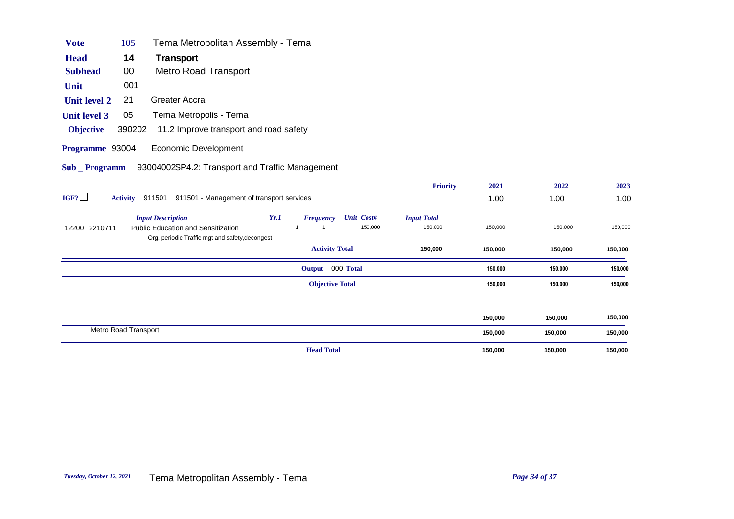| | | |
|---|---|---|
| **Vote** | 105 | Tema Metropolitan Assembly - Tema |
| **Head** | 14 | **Transport** |
| **Subhead** | 00 | Metro Road Transport |
| **Unit** | 001 | |
| **Unit level 2** | 21 | Greater Accra |
| **Unit level 3** | 05 | Tema Metropolis - Tema |
| **Objective** | 390202 | 11.2 Improve transport and road safety |
| **Programme** | 93004 | Economic Development |
| **Sub _ Programm** | 93004002 | SP4.2: Transport and Traffic Management |

| | | | | | | | **Priority** | **2021** | **2022** | **2023** |
|---|---|---|---|---|---|---|---|---|---|---|
| **IGF?** ☐ | **Activity** 911501 | 911501 - Management of transport services | | | | | | 1.00 | 1.00 | 1.00 |
| | | *Input Description* | *Yr.1* | *Frequency* | *Unit Cost¢* | | *Input Total* | | | |
| 12200 2210711 | | Public Education and Sensitization<br>Org. periodic Traffic mgt and safety,decongest | 1 | 1 | 150,000 | | 150,000 | 150,000 | 150,000 | 150,000 |
| | | | | **Activity Total** | | | **150,000** | **150,000** | **150,000** | **150,000** |
| | | | | **Output** 000 **Total** | | | | **150,000** | **150,000** | **150,000** |
| | | | | **Objective Total** | | | | **150,000** | **150,000** | **150,000** |
| | | | | | | | | **150,000** | **150,000** | **150,000** |
| Metro Road Transport | | | | | | | | **150,000** | **150,000** | **150,000** |
| | | | | **Head Total** | | | | **150,000** | **150,000** | **150,000** |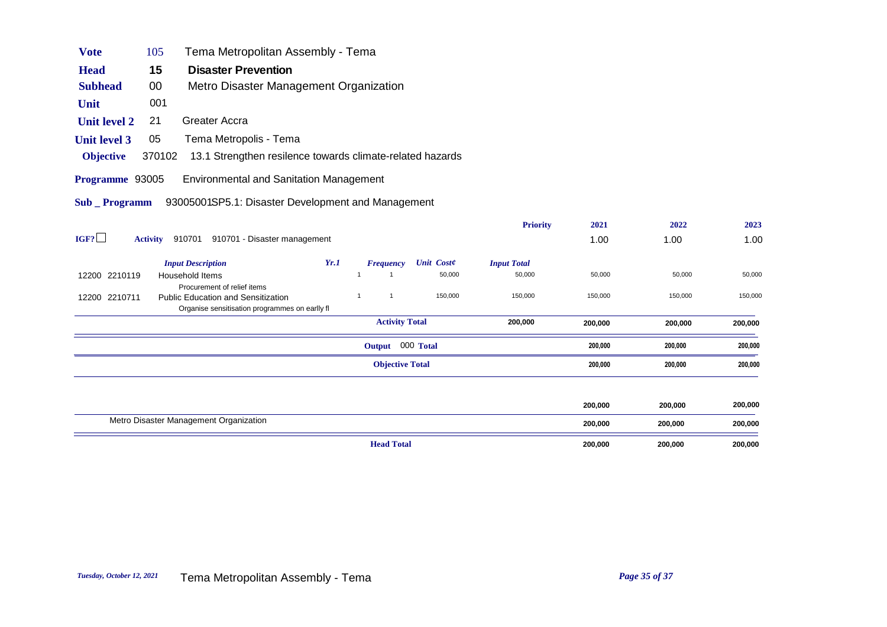**Vote** 105 Tema Metropolitan Assembly - Tema

**Head** 15 **Disaster Prevention**

**Subhead** 00 Metro Disaster Management Organization

**Unit** 001

**Unit level 2** 21 Greater Accra

**Unit level 3** 05 Tema Metropolis - Tema

**Objective** 370102 13.1 Strengthen resilence towards climate-related hazards

**Programme** 93005 Environmental and Sanitation Management

**Sub _ Programm** 93005001SP5.1: Disaster Development and Management

| IGF? ☐ | **Activity** 910701 910701 - Disaster management | | | | | **Priority** | 2021 | 2022 | 2023 |
|---|---|---|---|---|---|---|---|---|---|
| | | | | | | | 1.00 | 1.00 | 1.00 |
| | *Input Description* | *Yr.1* | *Frequency* | *Unit Cost¢* | *Input Total* | | | | |
| 12200 2210119 | Household Items<br>Procurement of relief items | 1 | 1 | 50,000 | 50,000 | | 50,000 | 50,000 | 50,000 |
| 12200 2210711 | Public Education and Sensitization<br>Organise sensitisation programmes on earlly fl | 1 | 1 | 150,000 | 150,000 | | 150,000 | 150,000 | 150,000 |
| | | | **Activity Total** | | 200,000 | | 200,000 | 200,000 | 200,000 |
| | | | **Output** 000 **Total** | | | | 200,000 | 200,000 | 200,000 |
| | | | **Objective Total** | | | | 200,000 | 200,000 | 200,000 |
| | | | | | | | 200,000 | 200,000 | 200,000 |
| | Metro Disaster Management Organization | | | | | | 200,000 | 200,000 | 200,000 |
| | | | **Head Total** | | | | 200,000 | 200,000 | 200,000 |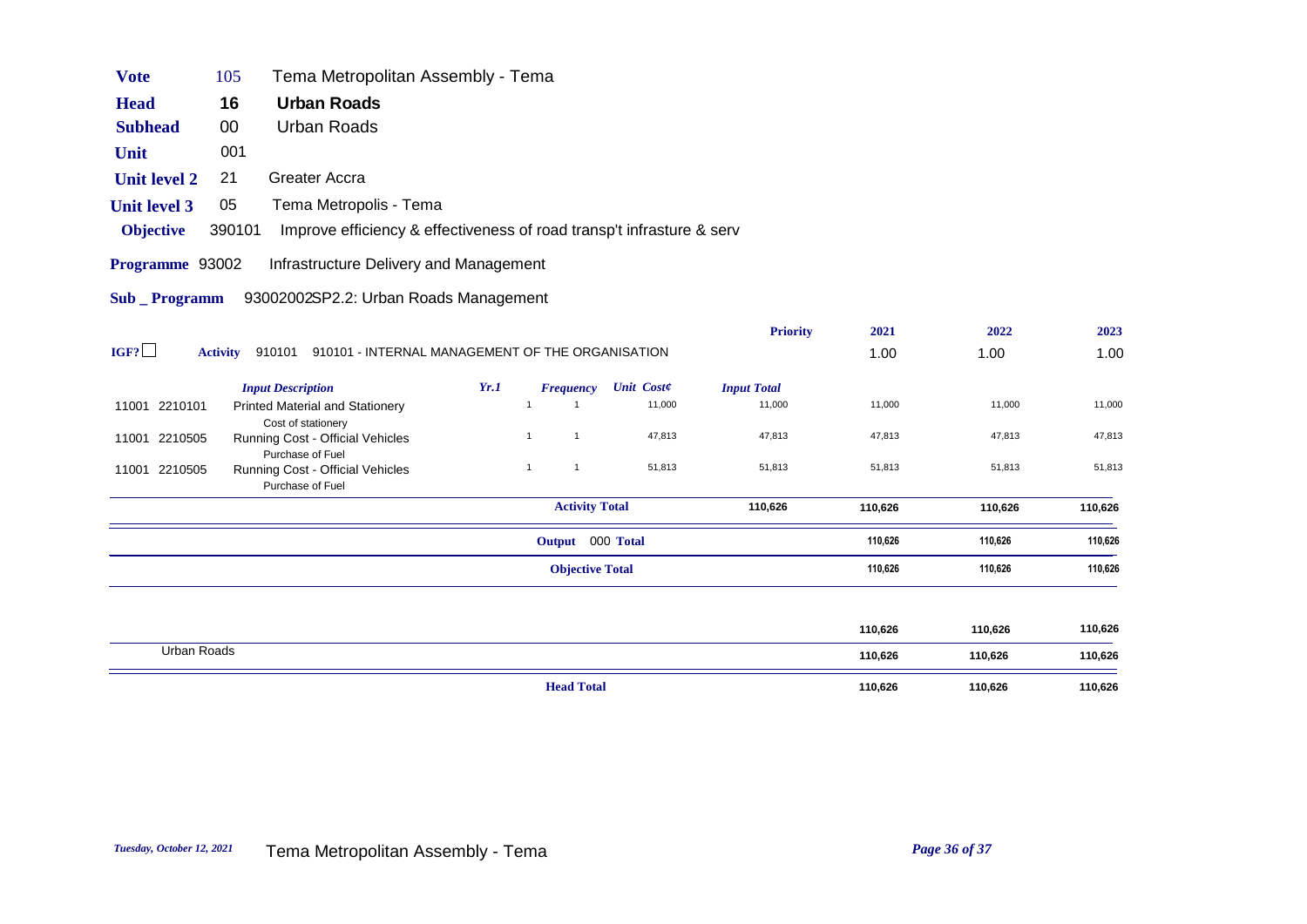**Vote** 105 Tema Metropolitan Assembly - Tema

**Head** 16 **Urban Roads**

**Subhead** 00 Urban Roads

**Unit** 001

**Unit level 2** 21 Greater Accra

**Unit level 3** 05 Tema Metropolis - Tema

**Objective** 390101 Improve efficiency & effectiveness of road transp't infrasture & serv

**Programme** 93002 Infrastructure Delivery and Management

**Sub _ Programm** 93002002SP2.2: Urban Roads Management

| | | | | | | Priority | 2021 | 2022 | 2023 |
|---|---|---|---|---|---|---|---|---|---|
| IGF? ☐ | **Activity** 910101 910101 - INTERNAL MANAGEMENT OF THE ORGANISATION | | | | | | 1.00 | 1.00 | 1.00 |
| | *Input Description* | *Yr.1* | *Frequency* | *Unit Cost¢* | *Input Total* | | | | |
| 11001 2210101 | Printed Material and Stationery<br>Cost of stationery | 1 | 1 | 11,000 | 11,000 | | 11,000 | 11,000 | 11,000 |
| 11001 2210505 | Running Cost - Official Vehicles<br>Purchase of Fuel | 1 | 1 | 47,813 | 47,813 | | 47,813 | 47,813 | 47,813 |
| 11001 2210505 | Running Cost - Official Vehicles<br>Purchase of Fuel | 1 | 1 | 51,813 | 51,813 | | 51,813 | 51,813 | 51,813 |
| | | | **Activity Total** | | **110,626** | | **110,626** | **110,626** | **110,626** |
| | | | **Output** 000 **Total** | | | | **110,626** | **110,626** | **110,626** |
| | | | **Objective Total** | | | | **110,626** | **110,626** | **110,626** |
| | | | | | | | **110,626** | **110,626** | **110,626** |
| Urban Roads | | | | | | | **110,626** | **110,626** | **110,626** |
| | | | **Head Total** | | | | **110,626** | **110,626** | **110,626** |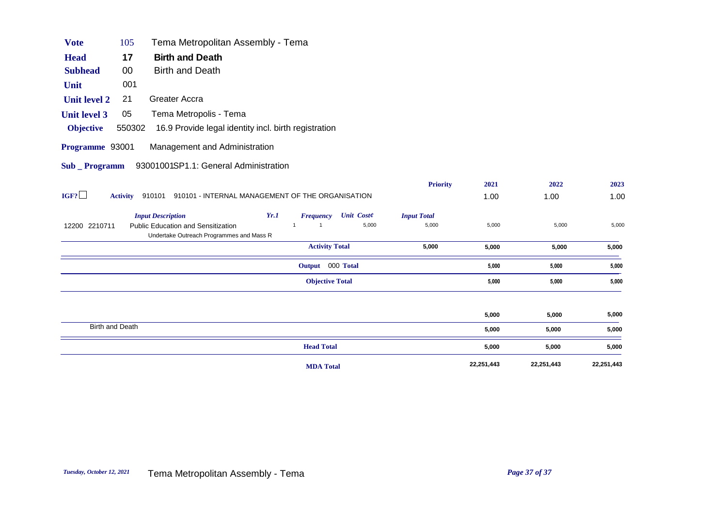| | | |
|---|---|---|
| **Vote** | 105 | Tema Metropolitan Assembly - Tema |
| **Head** | **17** | **Birth and Death** |
| **Subhead** | 00 | Birth and Death |
| **Unit** | 001 | |
| **Unit level 2** | 21 | Greater Accra |
| **Unit level 3** | 05 | Tema Metropolis - Tema |
| **Objective** | 550302 | 16.9 Provide legal identity incl. birth registration |
| **Programme** | 93001 | Management and Administration |
| **Sub _ Programm** | | 93001001SP1.1: General Administration |

| IGF? ☐ | **Activity** 910101 910101 - INTERNAL MANAGEMENT OF THE ORGANISATION | | | | **Priority** | **2021** | **2022** | **2023** |
|---|---|---|---|---|---|---|---|---|
| | | | | | | 1.00 | 1.00 | 1.00 |
| | ***Input Description*** | ***Yr.1*** | ***Frequency*** | ***Unit Cost¢*** | ***Input Total*** | | | |
| 12200 2210711 | Public Education and Sensitization<br>Undertake Outreach Programmes and Mass R | 1 | 1 | 5,000 | 5,000 | 5,000 | 5,000 | 5,000 |
| | | | **Activity Total** | | **5,000** | **5,000** | **5,000** | **5,000** |
| | | | **Output** 000 **Total** | | | **5,000** | **5,000** | **5,000** |
| | | | **Objective Total** | | | **5,000** | **5,000** | **5,000** |
| | | | | | | **5,000** | **5,000** | **5,000** |
| Birth and Death | | | | | | **5,000** | **5,000** | **5,000** |
| | | | **Head Total** | | | **5,000** | **5,000** | **5,000** |
| | | | **MDA Total** | | | **22,251,443** | **22,251,443** | **22,251,443** |